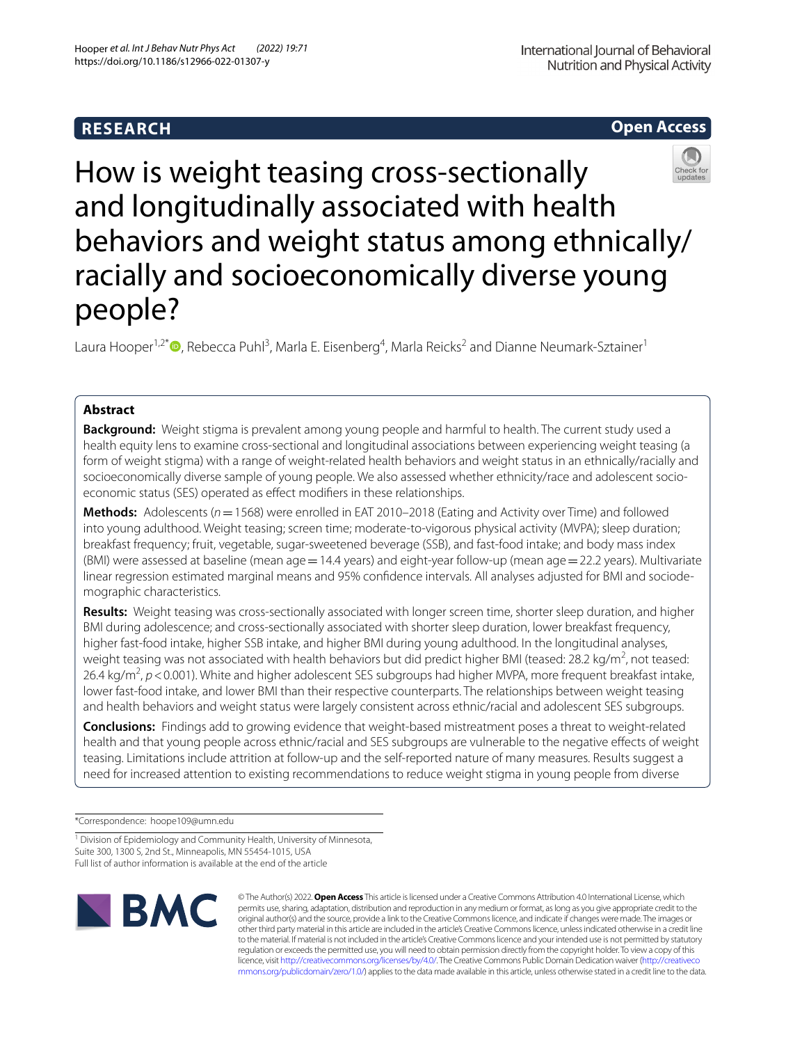**RESEARCH** **Open Access**

# How is weight teasing cross-sectionally and longitudinally associated with health behaviors and weight status among ethnically/racially and socioeconomically diverse young people?

Laura Hooper[1,2*], Rebecca Puhl[3], Marla E. Eisenberg[4], Marla Reicks[2] and Dianne Neumark-Sztainer[1]

## Abstract

**Background:** Weight stigma is prevalent among young people and harmful to health. The current study used a health equity lens to examine cross-sectional and longitudinal associations between experiencing weight teasing (a form of weight stigma) with a range of weight-related health behaviors and weight status in an ethnically/racially and socioeconomically diverse sample of young people. We also assessed whether ethnicity/race and adolescent socio-economic status (SES) operated as effect modifiers in these relationships.

**Methods:** Adolescents ($n = 1568$) were enrolled in EAT 2010–2018 (Eating and Activity over Time) and followed into young adulthood. Weight teasing; screen time; moderate-to-vigorous physical activity (MVPA); sleep duration; breakfast frequency; fruit, vegetable, sugar-sweetened beverage (SSB), and fast-food intake; and body mass index (BMI) were assessed at baseline (mean age = 14.4 years) and eight-year follow-up (mean age = 22.2 years). Multivariate linear regression estimated marginal means and 95% confidence intervals. All analyses adjusted for BMI and sociodemographic characteristics.

**Results:** Weight teasing was cross-sectionally associated with longer screen time, shorter sleep duration, and higher BMI during adolescence; and cross-sectionally associated with shorter sleep duration, lower breakfast frequency, higher fast-food intake, higher SSB intake, and higher BMI during young adulthood. In the longitudinal analyses, weight teasing was not associated with health behaviors but did predict higher BMI (teased: 28.2 kg/m$^2$, not teased: 26.4 kg/m$^2$, $p < 0.001$). White and higher adolescent SES subgroups had higher MVPA, more frequent breakfast intake, lower fast-food intake, and lower BMI than their respective counterparts. The relationships between weight teasing and health behaviors and weight status were largely consistent across ethnic/racial and adolescent SES subgroups.

**Conclusions:** Findings add to growing evidence that weight-based mistreatment poses a threat to weight-related health and that young people across ethnic/racial and SES subgroups are vulnerable to the negative effects of weight teasing. Limitations include attrition at follow-up and the self-reported nature of many measures. Results suggest a need for increased attention to existing recommendations to reduce weight stigma in young people from diverse

*Correspondence: hoope109@umn.edu

[1] Division of Epidemiology and Community Health, University of Minnesota, Suite 300, 1300 S, 2nd St., Minneapolis, MN 55454-1015, USA

Full list of author information is available at the end of the article

© The Author(s) 2022. **Open Access** This article is licensed under a Creative Commons Attribution 4.0 International License, which permits use, sharing, adaptation, distribution and reproduction in any medium or format, as long as you give appropriate credit to the original author(s) and the source, provide a link to the Creative Commons licence, and indicate if changes were made. The images or other third party material in this article are included in the article's Creative Commons licence, unless indicated otherwise in a credit line to the material. If material is not included in the article's Creative Commons licence and your intended use is not permitted by statutory regulation or exceeds the permitted use, you will need to obtain permission directly from the copyright holder. To view a copy of this licence, visit http://creativecommons.org/licenses/by/4.0/. The Creative Commons Public Domain Dedication waiver (http://creativecommons.org/publicdomain/zero/1.0/) applies to the data made available in this article, unless otherwise stated in a credit line to the data.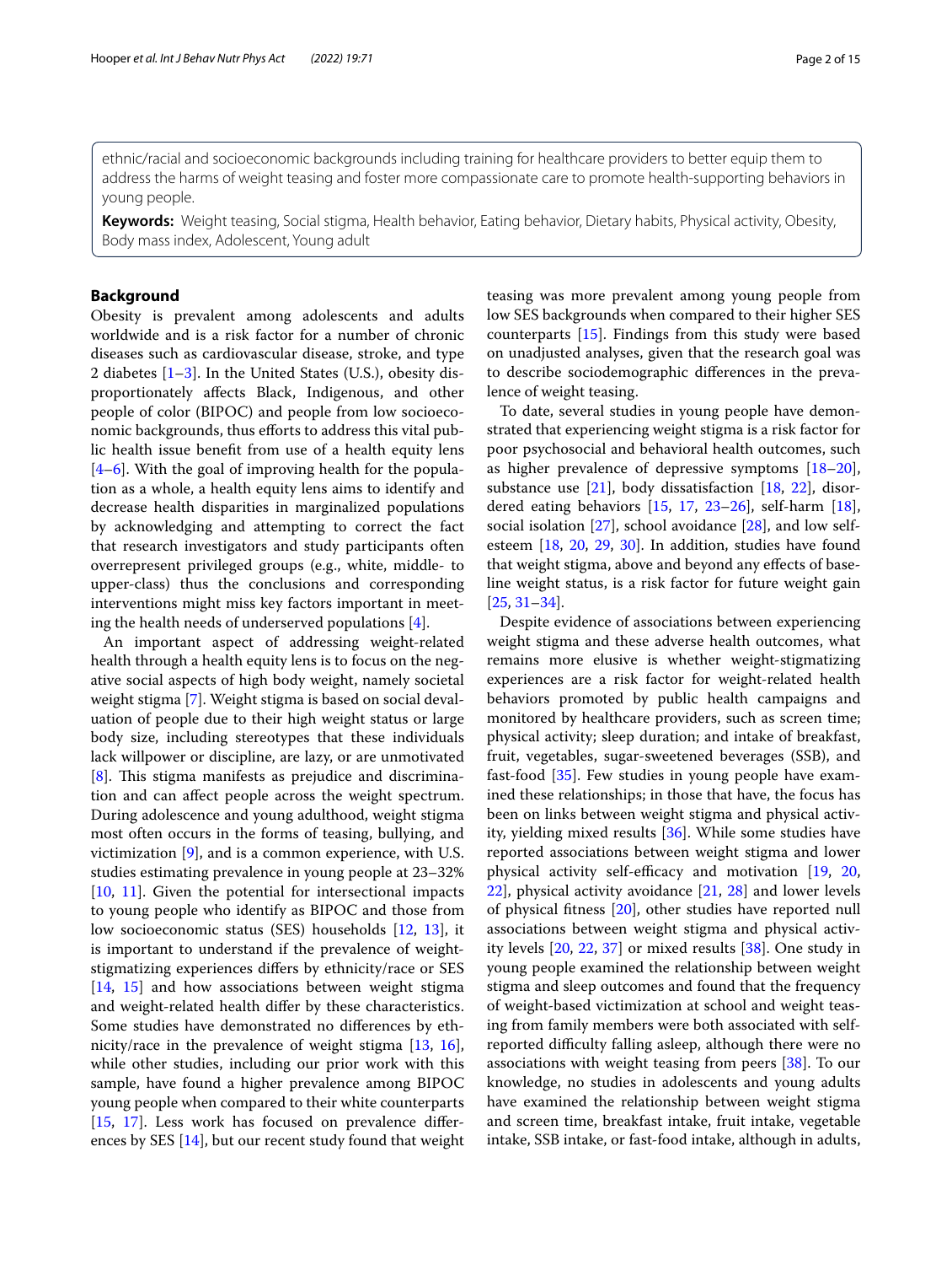ethnic/racial and socioeconomic backgrounds including training for healthcare providers to better equip them to address the harms of weight teasing and foster more compassionate care to promote health-supporting behaviors in young people.

**Keywords:** Weight teasing, Social stigma, Health behavior, Eating behavior, Dietary habits, Physical activity, Obesity, Body mass index, Adolescent, Young adult

## Background

Obesity is prevalent among adolescents and adults worldwide and is a risk factor for a number of chronic diseases such as cardiovascular disease, stroke, and type 2 diabetes [1–3]. In the United States (U.S.), obesity disproportionately affects Black, Indigenous, and other people of color (BIPOC) and people from low socioeconomic backgrounds, thus efforts to address this vital public health issue benefit from use of a health equity lens [4–6]. With the goal of improving health for the population as a whole, a health equity lens aims to identify and decrease health disparities in marginalized populations by acknowledging and attempting to correct the fact that research investigators and study participants often overrepresent privileged groups (e.g., white, middle- to upper-class) thus the conclusions and corresponding interventions might miss key factors important in meeting the health needs of underserved populations [4].

An important aspect of addressing weight-related health through a health equity lens is to focus on the negative social aspects of high body weight, namely societal weight stigma [7]. Weight stigma is based on social devaluation of people due to their high weight status or large body size, including stereotypes that these individuals lack willpower or discipline, are lazy, or are unmotivated [8]. This stigma manifests as prejudice and discrimination and can affect people across the weight spectrum. During adolescence and young adulthood, weight stigma most often occurs in the forms of teasing, bullying, and victimization [9], and is a common experience, with U.S. studies estimating prevalence in young people at 23–32% [10, 11]. Given the potential for intersectional impacts to young people who identify as BIPOC and those from low socioeconomic status (SES) households [12, 13], it is important to understand if the prevalence of weight-stigmatizing experiences differs by ethnicity/race or SES [14, 15] and how associations between weight stigma and weight-related health differ by these characteristics. Some studies have demonstrated no differences by ethnicity/race in the prevalence of weight stigma [13, 16], while other studies, including our prior work with this sample, have found a higher prevalence among BIPOC young people when compared to their white counterparts [15, 17]. Less work has focused on prevalence differences by SES [14], but our recent study found that weight teasing was more prevalent among young people from low SES backgrounds when compared to their higher SES counterparts [15]. Findings from this study were based on unadjusted analyses, given that the research goal was to describe sociodemographic differences in the prevalence of weight teasing.

To date, several studies in young people have demonstrated that experiencing weight stigma is a risk factor for poor psychosocial and behavioral health outcomes, such as higher prevalence of depressive symptoms [18–20], substance use [21], body dissatisfaction [18, 22], disordered eating behaviors [15, 17, 23–26], self-harm [18], social isolation [27], school avoidance [28], and low self-esteem [18, 20, 29, 30]. In addition, studies have found that weight stigma, above and beyond any effects of baseline weight status, is a risk factor for future weight gain [25, 31–34].

Despite evidence of associations between experiencing weight stigma and these adverse health outcomes, what remains more elusive is whether weight-stigmatizing experiences are a risk factor for weight-related health behaviors promoted by public health campaigns and monitored by healthcare providers, such as screen time; physical activity; sleep duration; and intake of breakfast, fruit, vegetables, sugar-sweetened beverages (SSB), and fast-food [35]. Few studies in young people have examined these relationships; in those that have, the focus has been on links between weight stigma and physical activity, yielding mixed results [36]. While some studies have reported associations between weight stigma and lower physical activity self-efficacy and motivation [19, 20, 22], physical activity avoidance [21, 28] and lower levels of physical fitness [20], other studies have reported null associations between weight stigma and physical activity levels [20, 22, 37] or mixed results [38]. One study in young people examined the relationship between weight stigma and sleep outcomes and found that the frequency of weight-based victimization at school and weight teasing from family members were both associated with self-reported difficulty falling asleep, although there were no associations with weight teasing from peers [38]. To our knowledge, no studies in adolescents and young adults have examined the relationship between weight stigma and screen time, breakfast intake, fruit intake, vegetable intake, SSB intake, or fast-food intake, although in adults,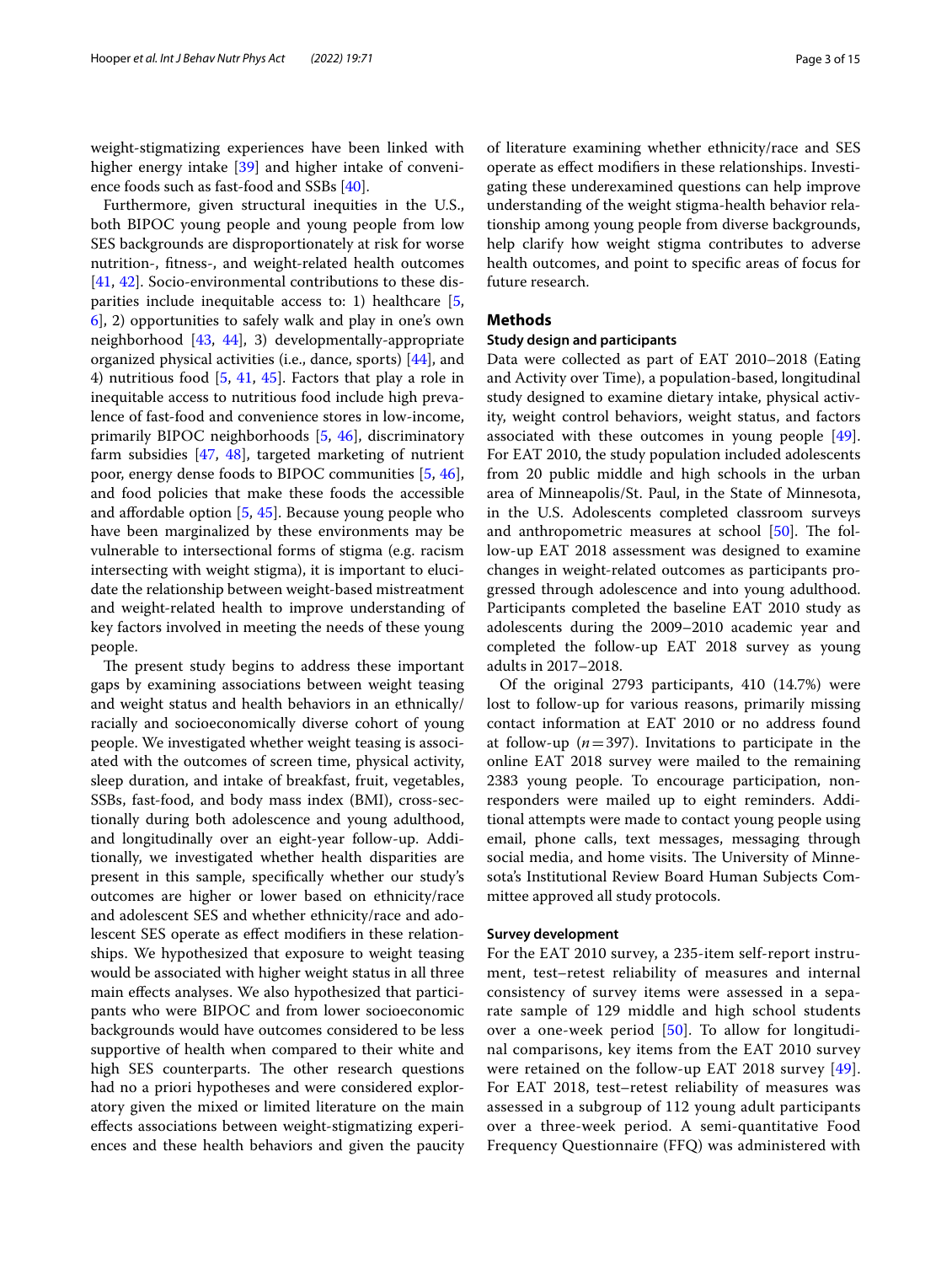weight-stigmatizing experiences have been linked with higher energy intake [39] and higher intake of convenience foods such as fast-food and SSBs [40].

Furthermore, given structural inequities in the U.S., both BIPOC young people and young people from low SES backgrounds are disproportionately at risk for worse nutrition-, fitness-, and weight-related health outcomes [41, 42]. Socio-environmental contributions to these disparities include inequitable access to: 1) healthcare [5, 6], 2) opportunities to safely walk and play in one's own neighborhood [43, 44], 3) developmentally-appropriate organized physical activities (i.e., dance, sports) [44], and 4) nutritious food [5, 41, 45]. Factors that play a role in inequitable access to nutritious food include high prevalence of fast-food and convenience stores in low-income, primarily BIPOC neighborhoods [5, 46], discriminatory farm subsidies [47, 48], targeted marketing of nutrient poor, energy dense foods to BIPOC communities [5, 46], and food policies that make these foods the accessible and affordable option [5, 45]. Because young people who have been marginalized by these environments may be vulnerable to intersectional forms of stigma (e.g. racism intersecting with weight stigma), it is important to elucidate the relationship between weight-based mistreatment and weight-related health to improve understanding of key factors involved in meeting the needs of these young people.

The present study begins to address these important gaps by examining associations between weight teasing and weight status and health behaviors in an ethnically/racially and socioeconomically diverse cohort of young people. We investigated whether weight teasing is associated with the outcomes of screen time, physical activity, sleep duration, and intake of breakfast, fruit, vegetables, SSBs, fast-food, and body mass index (BMI), cross-sectionally during both adolescence and young adulthood, and longitudinally over an eight-year follow-up. Additionally, we investigated whether health disparities are present in this sample, specifically whether our study's outcomes are higher or lower based on ethnicity/race and adolescent SES and whether ethnicity/race and adolescent SES operate as effect modifiers in these relationships. We hypothesized that exposure to weight teasing would be associated with higher weight status in all three main effects analyses. We also hypothesized that participants who were BIPOC and from lower socioeconomic backgrounds would have outcomes considered to be less supportive of health when compared to their white and high SES counterparts. The other research questions had no a priori hypotheses and were considered exploratory given the mixed or limited literature on the main effects associations between weight-stigmatizing experiences and these health behaviors and given the paucity of literature examining whether ethnicity/race and SES operate as effect modifiers in these relationships. Investigating these underexamined questions can help improve understanding of the weight stigma-health behavior relationship among young people from diverse backgrounds, help clarify how weight stigma contributes to adverse health outcomes, and point to specific areas of focus for future research.

## Methods

### Study design and participants

Data were collected as part of EAT 2010–2018 (Eating and Activity over Time), a population-based, longitudinal study designed to examine dietary intake, physical activity, weight control behaviors, weight status, and factors associated with these outcomes in young people [49]. For EAT 2010, the study population included adolescents from 20 public middle and high schools in the urban area of Minneapolis/St. Paul, in the State of Minnesota, in the U.S. Adolescents completed classroom surveys and anthropometric measures at school [50]. The follow-up EAT 2018 assessment was designed to examine changes in weight-related outcomes as participants progressed through adolescence and into young adulthood. Participants completed the baseline EAT 2010 study as adolescents during the 2009–2010 academic year and completed the follow-up EAT 2018 survey as young adults in 2017–2018.

Of the original 2793 participants, 410 (14.7%) were lost to follow-up for various reasons, primarily missing contact information at EAT 2010 or no address found at follow-up ($n = 397$). Invitations to participate in the online EAT 2018 survey were mailed to the remaining 2383 young people. To encourage participation, non-responders were mailed up to eight reminders. Additional attempts were made to contact young people using email, phone calls, text messages, messaging through social media, and home visits. The University of Minnesota's Institutional Review Board Human Subjects Committee approved all study protocols.

### Survey development

For the EAT 2010 survey, a 235-item self-report instrument, test–retest reliability of measures and internal consistency of survey items were assessed in a separate sample of 129 middle and high school students over a one-week period [50]. To allow for longitudinal comparisons, key items from the EAT 2010 survey were retained on the follow-up EAT 2018 survey [49]. For EAT 2018, test–retest reliability of measures was assessed in a subgroup of 112 young adult participants over a three-week period. A semi-quantitative Food Frequency Questionnaire (FFQ) was administered with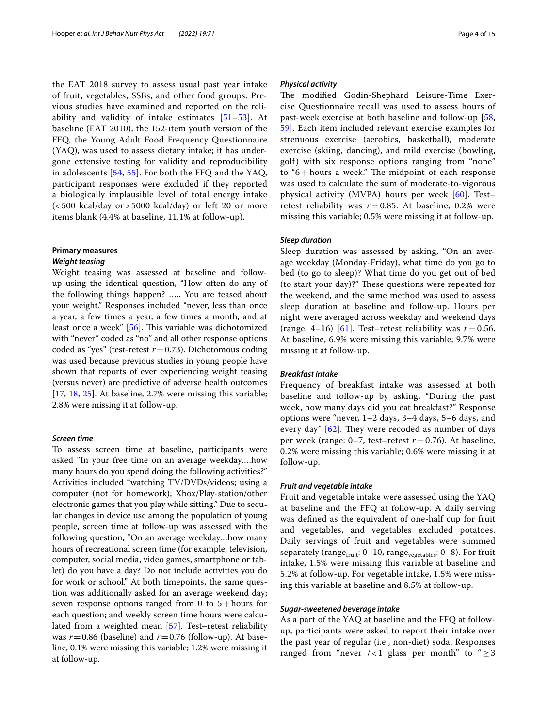the EAT 2018 survey to assess usual past year intake of fruit, vegetables, SSBs, and other food groups. Previous studies have examined and reported on the reliability and validity of intake estimates [51–53]. At baseline (EAT 2010), the 152-item youth version of the FFQ, the Young Adult Food Frequency Questionnaire (YAQ), was used to assess dietary intake; it has undergone extensive testing for validity and reproducibility in adolescents [54, 55]. For both the FFQ and the YAQ, participant responses were excluded if they reported a biologically implausible level of total energy intake (<500 kcal/day or >5000 kcal/day) or left 20 or more items blank (4.4% at baseline, 11.1% at follow-up).

### Primary measures

#### *Weight teasing*

Weight teasing was assessed at baseline and follow-up using the identical question, "How often do any of the following things happen? ….. You are teased about your weight." Responses included "never, less than once a year, a few times a year, a few times a month, and at least once a week" [56]. This variable was dichotomized with "never" coded as "no" and all other response options coded as "yes" (test-retest $r=0.73$). Dichotomous coding was used because previous studies in young people have shown that reports of ever experiencing weight teasing (versus never) are predictive of adverse health outcomes [17, 18, 25]. At baseline, 2.7% were missing this variable; 2.8% were missing it at follow-up.

#### *Screen time*

To assess screen time at baseline, participants were asked "In your free time on an average weekday….how many hours do you spend doing the following activities?" Activities included "watching TV/DVDs/videos; using a computer (not for homework); Xbox/Play-station/other electronic games that you play while sitting." Due to secular changes in device use among the population of young people, screen time at follow-up was assessed with the following question, "On an average weekday…how many hours of recreational screen time (for example, television, computer, social media, video games, smartphone or tablet) do you have a day? Do not include activities you do for work or school." At both timepoints, the same question was additionally asked for an average weekend day; seven response options ranged from 0 to 5+hours for each question; and weekly screen time hours were calculated from a weighted mean [57]. Test–retest reliability was $r=0.86$ (baseline) and $r=0.76$ (follow-up). At baseline, 0.1% were missing this variable; 1.2% were missing it at follow-up.

#### *Physical activity*

The modified Godin-Shephard Leisure-Time Exercise Questionnaire recall was used to assess hours of past-week exercise at both baseline and follow-up [58, 59]. Each item included relevant exercise examples for strenuous exercise (aerobics, basketball), moderate exercise (skiing, dancing), and mild exercise (bowling, golf) with six response options ranging from "none" to "6+hours a week." The midpoint of each response was used to calculate the sum of moderate-to-vigorous physical activity (MVPA) hours per week [60]. Test–retest reliability was $r=0.85$. At baseline, 0.2% were missing this variable; 0.5% were missing it at follow-up.

#### *Sleep duration*

Sleep duration was assessed by asking, "On an average weekday (Monday-Friday), what time do you go to bed (to go to sleep)? What time do you get out of bed (to start your day)?" These questions were repeated for the weekend, and the same method was used to assess sleep duration at baseline and follow-up. Hours per night were averaged across weekday and weekend days (range: 4–16) [61]. Test–retest reliability was $r=0.56$. At baseline, 6.9% were missing this variable; 9.7% were missing it at follow-up.

#### *Breakfast intake*

Frequency of breakfast intake was assessed at both baseline and follow-up by asking, "During the past week, how many days did you eat breakfast?" Response options were "never, 1–2 days, 3–4 days, 5–6 days, and every day" [62]. They were recoded as number of days per week (range: 0–7, test–retest $r=0.76$). At baseline, 0.2% were missing this variable; 0.6% were missing it at follow-up.

#### *Fruit and vegetable intake*

Fruit and vegetable intake were assessed using the YAQ at baseline and the FFQ at follow-up. A daily serving was defined as the equivalent of one-half cup for fruit and vegetables, and vegetables excluded potatoes. Daily servings of fruit and vegetables were summed separately ($\text{range}_{\text{fruit}}$: 0–10, $\text{range}_{\text{vegetables}}$: 0–8). For fruit intake, 1.5% were missing this variable at baseline and 5.2% at follow-up. For vegetable intake, 1.5% were missing this variable at baseline and 8.5% at follow-up.

#### *Sugar-sweetened beverage intake*

As a part of the YAQ at baseline and the FFQ at follow-up, participants were asked to report their intake over the past year of regular (i.e., non-diet) soda. Responses ranged from "never /<1 glass per month" to "$\geq 3$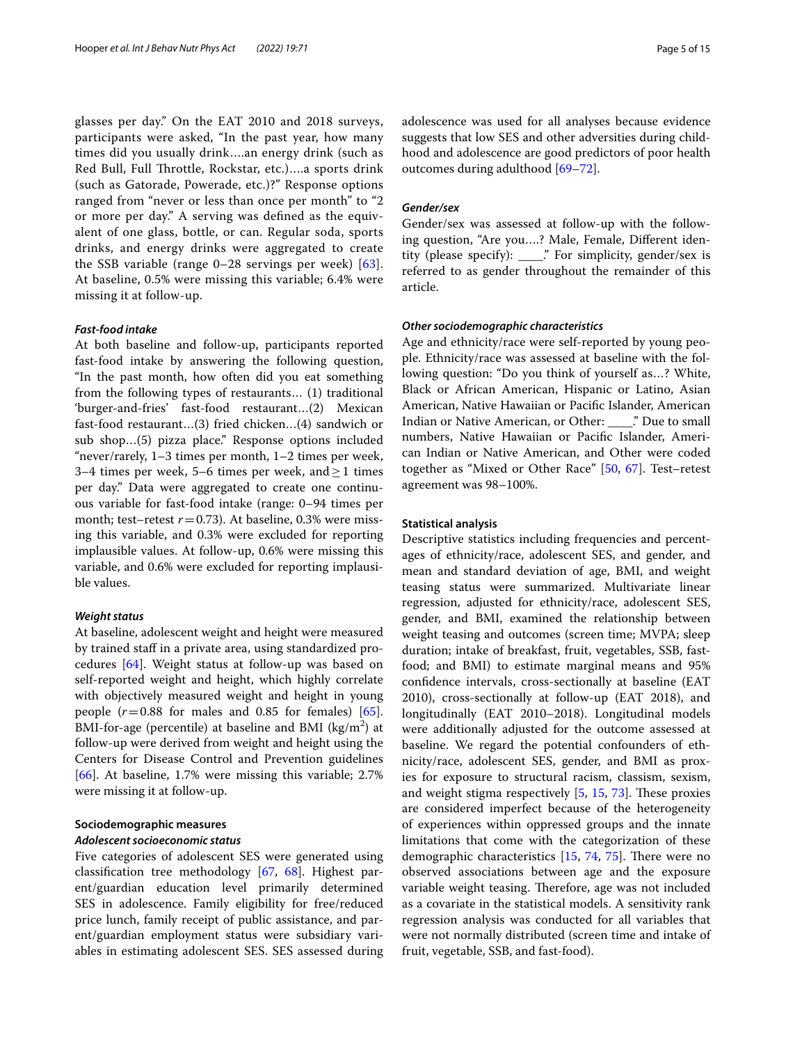glasses per day." On the EAT 2010 and 2018 surveys, participants were asked, "In the past year, how many times did you usually drink….an energy drink (such as Red Bull, Full Throttle, Rockstar, etc.)….a sports drink (such as Gatorade, Powerade, etc.)?" Response options ranged from "never or less than once per month" to "2 or more per day." A serving was defined as the equivalent of one glass, bottle, or can. Regular soda, sports drinks, and energy drinks were aggregated to create the SSB variable (range 0–28 servings per week) [63]. At baseline, 0.5% were missing this variable; 6.4% were missing it at follow-up.

### *Fast-food intake*

At both baseline and follow-up, participants reported fast-food intake by answering the following question, "In the past month, how often did you eat something from the following types of restaurants… (1) traditional 'burger-and-fries' fast-food restaurant…(2) Mexican fast-food restaurant…(3) fried chicken…(4) sandwich or sub shop…(5) pizza place." Response options included "never/rarely, 1–3 times per month, 1–2 times per week, 3–4 times per week, 5–6 times per week, and ≥ 1 times per day." Data were aggregated to create one continuous variable for fast-food intake (range: 0–94 times per month; test–retest $r=0.73$). At baseline, 0.3% were missing this variable, and 0.3% were excluded for reporting implausible values. At follow-up, 0.6% were missing this variable, and 0.6% were excluded for reporting implausible values.

### *Weight status*

At baseline, adolescent weight and height were measured by trained staff in a private area, using standardized procedures [64]. Weight status at follow-up was based on self-reported weight and height, which highly correlate with objectively measured weight and height in young people ($r=0.88$ for males and 0.85 for females) [65]. BMI-for-age (percentile) at baseline and BMI ($kg/m^2$) at follow-up were derived from weight and height using the Centers for Disease Control and Prevention guidelines [66]. At baseline, 1.7% were missing this variable; 2.7% were missing it at follow-up.

## Sociodemographic measures

### *Adolescent socioeconomic status*

Five categories of adolescent SES were generated using classification tree methodology [67, 68]. Highest parent/guardian education level primarily determined SES in adolescence. Family eligibility for free/reduced price lunch, family receipt of public assistance, and parent/guardian employment status were subsidiary variables in estimating adolescent SES. SES assessed during adolescence was used for all analyses because evidence suggests that low SES and other adversities during childhood and adolescence are good predictors of poor health outcomes during adulthood [69–72].

### *Gender/sex*

Gender/sex was assessed at follow-up with the following question, "Are you….? Male, Female, Different identity (please specify): ____." For simplicity, gender/sex is referred to as gender throughout the remainder of this article.

### *Other sociodemographic characteristics*

Age and ethnicity/race were self-reported by young people. Ethnicity/race was assessed at baseline with the following question: "Do you think of yourself as…? White, Black or African American, Hispanic or Latino, Asian American, Native Hawaiian or Pacific Islander, American Indian or Native American, or Other: ____." Due to small numbers, Native Hawaiian or Pacific Islander, American Indian or Native American, and Other were coded together as "Mixed or Other Race" [50, 67]. Test–retest agreement was 98–100%.

## Statistical analysis

Descriptive statistics including frequencies and percentages of ethnicity/race, adolescent SES, and gender, and mean and standard deviation of age, BMI, and weight teasing status were summarized. Multivariate linear regression, adjusted for ethnicity/race, adolescent SES, gender, and BMI, examined the relationship between weight teasing and outcomes (screen time; MVPA; sleep duration; intake of breakfast, fruit, vegetables, SSB, fast-food; and BMI) to estimate marginal means and 95% confidence intervals, cross-sectionally at baseline (EAT 2010), cross-sectionally at follow-up (EAT 2018), and longitudinally (EAT 2010–2018). Longitudinal models were additionally adjusted for the outcome assessed at baseline. We regard the potential confounders of ethnicity/race, adolescent SES, gender, and BMI as proxies for exposure to structural racism, classism, sexism, and weight stigma respectively [5, 15, 73]. These proxies are considered imperfect because of the heterogeneity of experiences within oppressed groups and the innate limitations that come with the categorization of these demographic characteristics [15, 74, 75]. There were no observed associations between age and the exposure variable weight teasing. Therefore, age was not included as a covariate in the statistical models. A sensitivity rank regression analysis was conducted for all variables that were not normally distributed (screen time and intake of fruit, vegetable, SSB, and fast-food).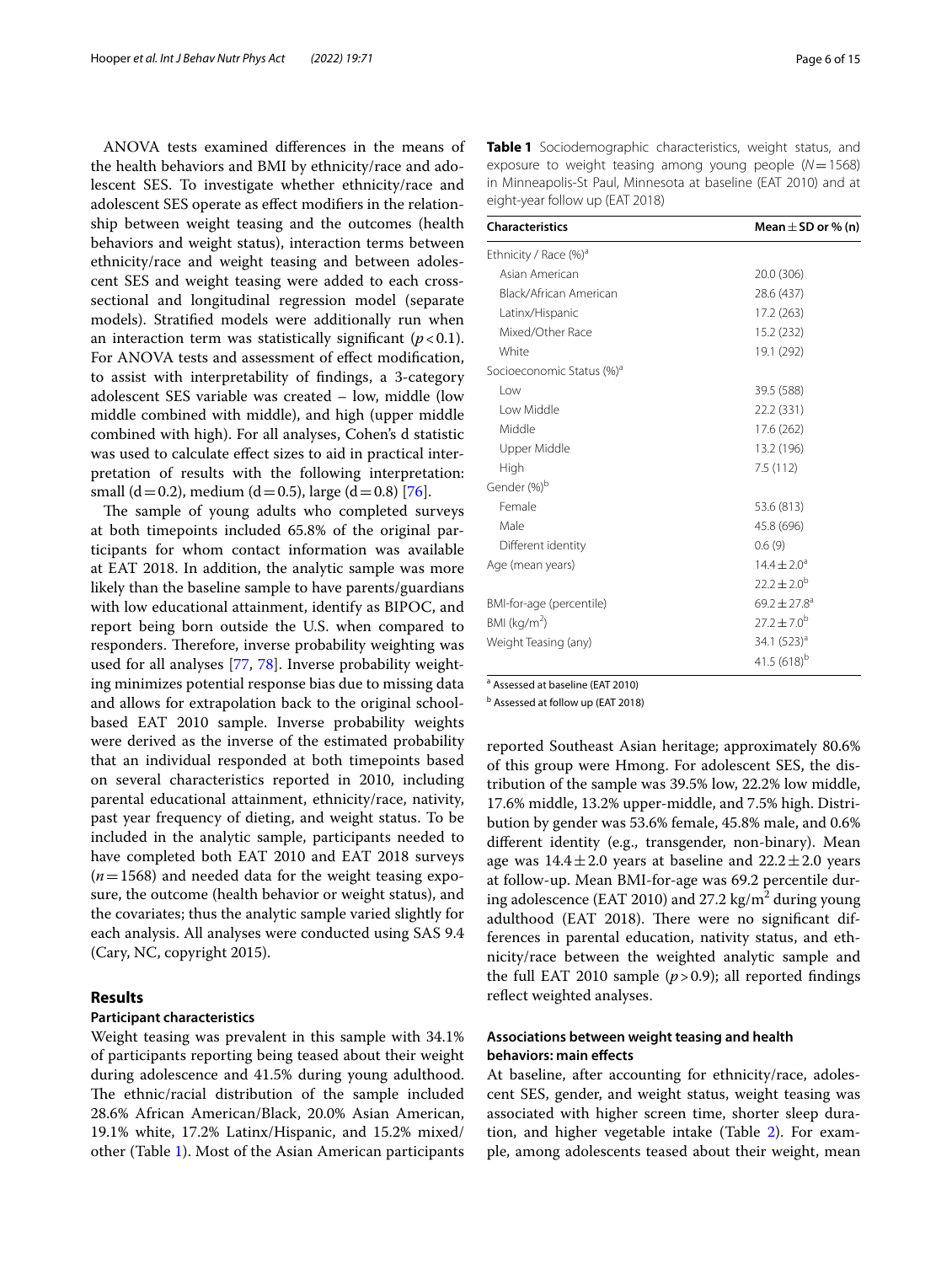ANOVA tests examined differences in the means of the health behaviors and BMI by ethnicity/race and adolescent SES. To investigate whether ethnicity/race and adolescent SES operate as effect modifiers in the relationship between weight teasing and the outcomes (health behaviors and weight status), interaction terms between ethnicity/race and weight teasing and between adolescent SES and weight teasing were added to each cross-sectional and longitudinal regression model (separate models). Stratified models were additionally run when an interaction term was statistically significant ($p<0.1$). For ANOVA tests and assessment of effect modification, to assist with interpretability of findings, a 3-category adolescent SES variable was created – low, middle (low middle combined with middle), and high (upper middle combined with high). For all analyses, Cohen's d statistic was used to calculate effect sizes to aid in practical interpretation of results with the following interpretation: small (d = 0.2), medium (d = 0.5), large (d = 0.8) [76].

The sample of young adults who completed surveys at both timepoints included 65.8% of the original participants for whom contact information was available at EAT 2018. In addition, the analytic sample was more likely than the baseline sample to have parents/guardians with low educational attainment, identify as BIPOC, and report being born outside the U.S. when compared to responders. Therefore, inverse probability weighting was used for all analyses [77, 78]. Inverse probability weighting minimizes potential response bias due to missing data and allows for extrapolation back to the original school-based EAT 2010 sample. Inverse probability weights were derived as the inverse of the estimated probability that an individual responded at both timepoints based on several characteristics reported in 2010, including parental educational attainment, ethnicity/race, nativity, past year frequency of dieting, and weight status. To be included in the analytic sample, participants needed to have completed both EAT 2010 and EAT 2018 surveys ($n=1568$) and needed data for the weight teasing exposure, the outcome (health behavior or weight status), and the covariates; thus the analytic sample varied slightly for each analysis. All analyses were conducted using SAS 9.4 (Cary, NC, copyright 2015).

## Results

### Participant characteristics

Weight teasing was prevalent in this sample with 34.1% of participants reporting being teased about their weight during adolescence and 41.5% during young adulthood. The ethnic/racial distribution of the sample included 28.6% African American/Black, 20.0% Asian American, 19.1% white, 17.2% Latinx/Hispanic, and 15.2% mixed/other (Table 1). Most of the Asian American participants reported Southeast Asian heritage; approximately 80.6% of this group were Hmong. For adolescent SES, the distribution of the sample was 39.5% low, 22.2% low middle, 17.6% middle, 13.2% upper-middle, and 7.5% high. Distribution by gender was 53.6% female, 45.8% male, and 0.6% different identity (e.g., transgender, non-binary). Mean age was $14.4 \pm 2.0$ years at baseline and $22.2 \pm 2.0$ years at follow-up. Mean BMI-for-age was 69.2 percentile during adolescence (EAT 2010) and 27.2 kg/m$^2$ during young adulthood (EAT 2018). There were no significant differences in parental education, nativity status, and ethnicity/race between the weighted analytic sample and the full EAT 2010 sample ($p>0.9$); all reported findings reflect weighted analyses.

**Table 1** Sociodemographic characteristics, weight status, and exposure to weight teasing among young people ($N=1568$) in Minneapolis-St Paul, Minnesota at baseline (EAT 2010) and at eight-year follow up (EAT 2018)

| Characteristics | Mean ± SD or % (n) |
|---|---|
| Ethnicity / Race (%)[a] | |
| Asian American | 20.0 (306) |
| Black/African American | 28.6 (437) |
| Latinx/Hispanic | 17.2 (263) |
| Mixed/Other Race | 15.2 (232) |
| White | 19.1 (292) |
| Socioeconomic Status (%)[a] | |
| Low | 39.5 (588) |
| Low Middle | 22.2 (331) |
| Middle | 17.6 (262) |
| Upper Middle | 13.2 (196) |
| High | 7.5 (112) |
| Gender (%)[b] | |
| Female | 53.6 (813) |
| Male | 45.8 (696) |
| Different identity | 0.6 (9) |
| Age (mean years) | 14.4 ± 2.0[a] |
| | 22.2 ± 2.0[b] |
| BMI-for-age (percentile) | 69.2 ± 27.8[a] |
| BMI (kg/m$^2$) | 27.2 ± 7.0[b] |
| Weight Teasing (any) | 34.1 (523)[a] |
| | 41.5 (618)[b] |

[a] Assessed at baseline (EAT 2010)

[b] Assessed at follow up (EAT 2018)

### Associations between weight teasing and health behaviors: main effects

At baseline, after accounting for ethnicity/race, adolescent SES, gender, and weight status, weight teasing was associated with higher screen time, shorter sleep duration, and higher vegetable intake (Table 2). For example, among adolescents teased about their weight, mean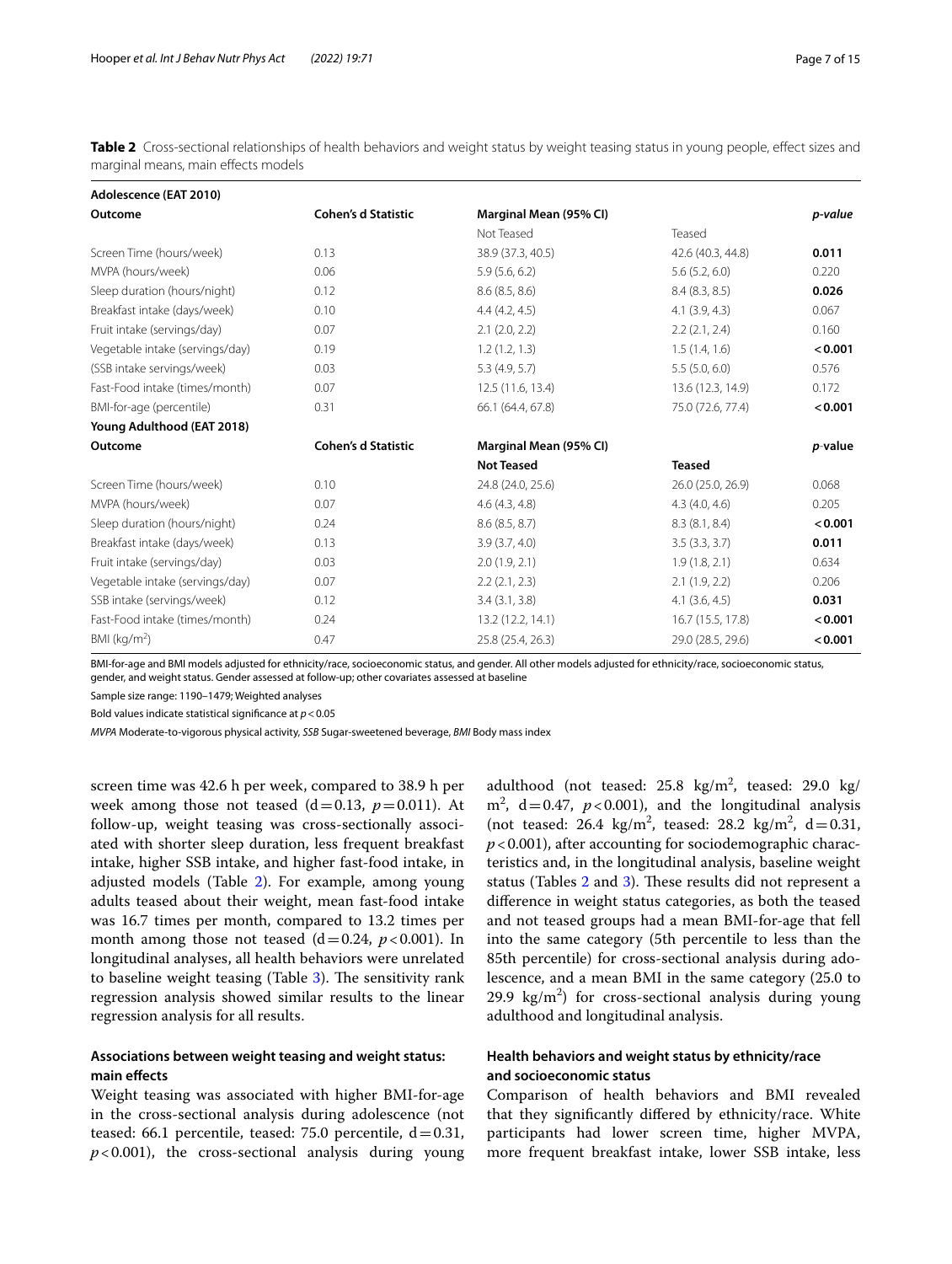**Table 2** Cross-sectional relationships of health behaviors and weight status by weight teasing status in young people, effect sizes and marginal means, main effects models

| **Adolescence (EAT 2010)** | | | | |
|---|---|---|---|---|
| **Outcome** | **Cohen's d Statistic** | **Marginal Mean (95% CI)** | | ***p-value*** |
| | | Not Teased | Teased | |
| Screen Time (hours/week) | 0.13 | 38.9 (37.3, 40.5) | 42.6 (40.3, 44.8) | **0.011** |
| MVPA (hours/week) | 0.06 | 5.9 (5.6, 6.2) | 5.6 (5.2, 6.0) | 0.220 |
| Sleep duration (hours/night) | 0.12 | 8.6 (8.5, 8.6) | 8.4 (8.3, 8.5) | **0.026** |
| Breakfast intake (days/week) | 0.10 | 4.4 (4.2, 4.5) | 4.1 (3.9, 4.3) | 0.067 |
| Fruit intake (servings/day) | 0.07 | 2.1 (2.0, 2.2) | 2.2 (2.1, 2.4) | 0.160 |
| Vegetable intake (servings/day) | 0.19 | 1.2 (1.2, 1.3) | 1.5 (1.4, 1.6) | **< 0.001** |
| (SSB intake servings/week) | 0.03 | 5.3 (4.9, 5.7) | 5.5 (5.0, 6.0) | 0.576 |
| Fast-Food intake (times/month) | 0.07 | 12.5 (11.6, 13.4) | 13.6 (12.3, 14.9) | 0.172 |
| BMI-for-age (percentile) | 0.31 | 66.1 (64.4, 67.8) | 75.0 (72.6, 77.4) | **< 0.001** |
| **Young Adulthood (EAT 2018)** | | | | |
| **Outcome** | **Cohen's d Statistic** | **Marginal Mean (95% CI)** | | ***p*-value** |
| | | **Not Teased** | **Teased** | |
| Screen Time (hours/week) | 0.10 | 24.8 (24.0, 25.6) | 26.0 (25.0, 26.9) | 0.068 |
| MVPA (hours/week) | 0.07 | 4.6 (4.3, 4.8) | 4.3 (4.0, 4.6) | 0.205 |
| Sleep duration (hours/night) | 0.24 | 8.6 (8.5, 8.7) | 8.3 (8.1, 8.4) | **< 0.001** |
| Breakfast intake (days/week) | 0.13 | 3.9 (3.7, 4.0) | 3.5 (3.3, 3.7) | **0.011** |
| Fruit intake (servings/day) | 0.03 | 2.0 (1.9, 2.1) | 1.9 (1.8, 2.1) | 0.634 |
| Vegetable intake (servings/day) | 0.07 | 2.2 (2.1, 2.3) | 2.1 (1.9, 2.2) | 0.206 |
| SSB intake (servings/week) | 0.12 | 3.4 (3.1, 3.8) | 4.1 (3.6, 4.5) | **0.031** |
| Fast-Food intake (times/month) | 0.24 | 13.2 (12.2, 14.1) | 16.7 (15.5, 17.8) | **< 0.001** |
| BMI (kg/m$^2$) | 0.47 | 25.8 (25.4, 26.3) | 29.0 (28.5, 29.6) | **< 0.001** |

BMI-for-age and BMI models adjusted for ethnicity/race, socioeconomic status, and gender. All other models adjusted for ethnicity/race, socioeconomic status, gender, and weight status. Gender assessed at follow-up; other covariates assessed at baseline

Sample size range: 1190–1479; Weighted analyses

Bold values indicate statistical significance at $p < 0.05$

*MVPA* Moderate-to-vigorous physical activity, *SSB* Sugar-sweetened beverage, *BMI* Body mass index

screen time was 42.6 h per week, compared to 38.9 h per week among those not teased ($d = 0.13$, $p = 0.011$). At follow-up, weight teasing was cross-sectionally associated with shorter sleep duration, less frequent breakfast intake, higher SSB intake, and higher fast-food intake, in adjusted models (Table 2). For example, among young adults teased about their weight, mean fast-food intake was 16.7 times per month, compared to 13.2 times per month among those not teased ($d = 0.24$, $p < 0.001$). In longitudinal analyses, all health behaviors were unrelated to baseline weight teasing (Table 3). The sensitivity rank regression analysis showed similar results to the linear regression analysis for all results.

### Associations between weight teasing and weight status: main effects

Weight teasing was associated with higher BMI-for-age in the cross-sectional analysis during adolescence (not teased: 66.1 percentile, teased: 75.0 percentile, $d = 0.31$, $p < 0.001$), the cross-sectional analysis during young adulthood (not teased: 25.8 kg/m$^2$, teased: 29.0 kg/m$^2$, $d = 0.47$, $p < 0.001$), and the longitudinal analysis (not teased: 26.4 kg/m$^2$, teased: 28.2 kg/m$^2$, $d = 0.31$, $p < 0.001$), after accounting for sociodemographic characteristics and, in the longitudinal analysis, baseline weight status (Tables 2 and 3). These results did not represent a difference in weight status categories, as both the teased and not teased groups had a mean BMI-for-age that fell into the same category (5th percentile to less than the 85th percentile) for cross-sectional analysis during adolescence, and a mean BMI in the same category (25.0 to 29.9 kg/m$^2$) for cross-sectional analysis during young adulthood and longitudinal analysis.

### Health behaviors and weight status by ethnicity/race and socioeconomic status

Comparison of health behaviors and BMI revealed that they significantly differed by ethnicity/race. White participants had lower screen time, higher MVPA, more frequent breakfast intake, lower SSB intake, less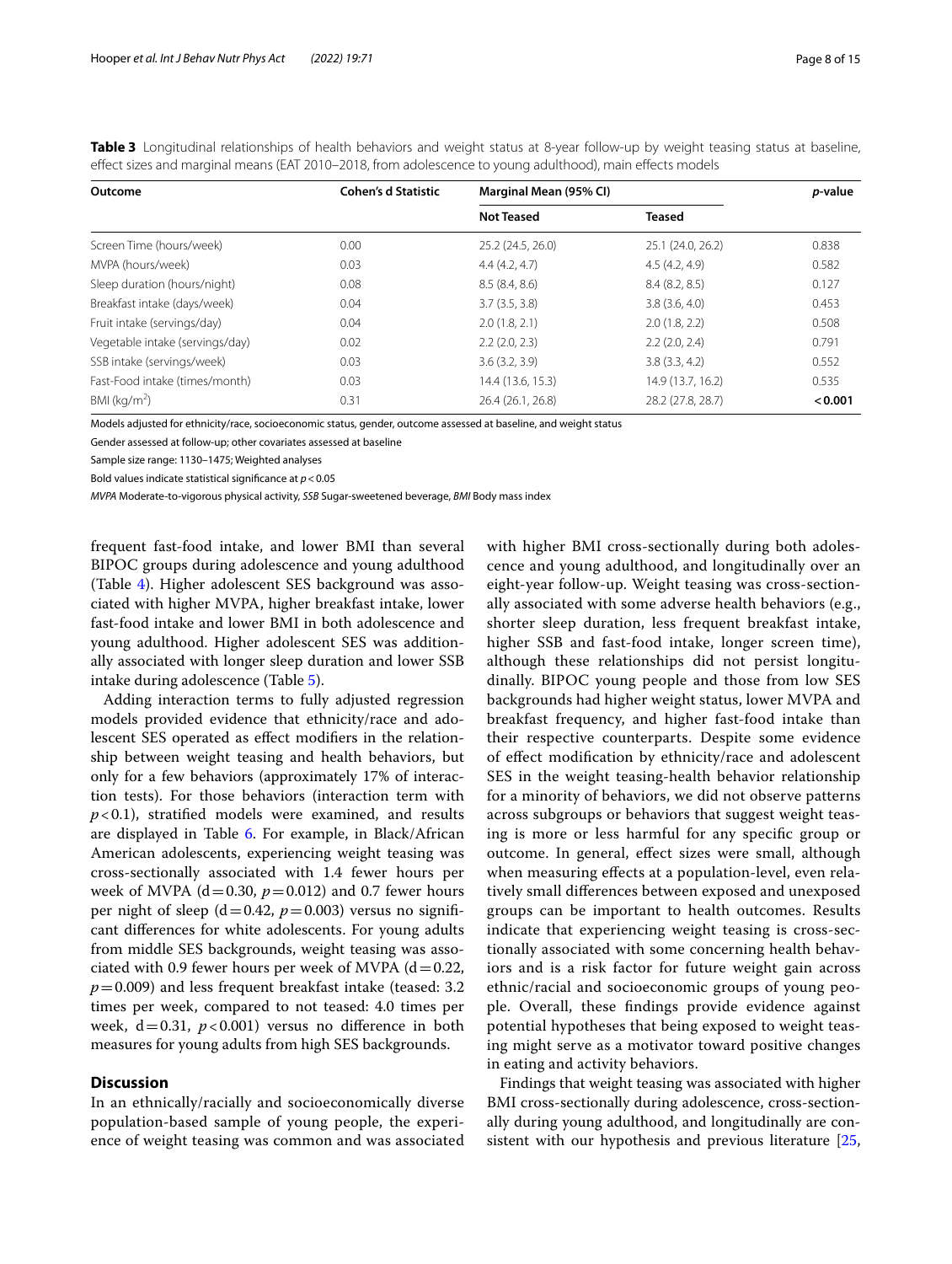**Table 3** Longitudinal relationships of health behaviors and weight status at 8-year follow-up by weight teasing status at baseline, effect sizes and marginal means (EAT 2010–2018, from adolescence to young adulthood), main effects models

| Outcome | Cohen's d Statistic | Marginal Mean (95% CI) | | *p*-value |
|---|---|---|---|---|
| | | Not Teased | Teased | |
| Screen Time (hours/week) | 0.00 | 25.2 (24.5, 26.0) | 25.1 (24.0, 26.2) | 0.838 |
| MVPA (hours/week) | 0.03 | 4.4 (4.2, 4.7) | 4.5 (4.2, 4.9) | 0.582 |
| Sleep duration (hours/night) | 0.08 | 8.5 (8.4, 8.6) | 8.4 (8.2, 8.5) | 0.127 |
| Breakfast intake (days/week) | 0.04 | 3.7 (3.5, 3.8) | 3.8 (3.6, 4.0) | 0.453 |
| Fruit intake (servings/day) | 0.04 | 2.0 (1.8, 2.1) | 2.0 (1.8, 2.2) | 0.508 |
| Vegetable intake (servings/day) | 0.02 | 2.2 (2.0, 2.3) | 2.2 (2.0, 2.4) | 0.791 |
| SSB intake (servings/week) | 0.03 | 3.6 (3.2, 3.9) | 3.8 (3.3, 4.2) | 0.552 |
| Fast-Food intake (times/month) | 0.03 | 14.4 (13.6, 15.3) | 14.9 (13.7, 16.2) | 0.535 |
| BMI (kg/m$^2$) | 0.31 | 26.4 (26.1, 26.8) | 28.2 (27.8, 28.7) | **< 0.001** |

Models adjusted for ethnicity/race, socioeconomic status, gender, outcome assessed at baseline, and weight status

Gender assessed at follow-up; other covariates assessed at baseline

Sample size range: 1130–1475; Weighted analyses

Bold values indicate statistical significance at $p < 0.05$

*MVPA* Moderate-to-vigorous physical activity, *SSB* Sugar-sweetened beverage, *BMI* Body mass index

frequent fast-food intake, and lower BMI than several BIPOC groups during adolescence and young adulthood (Table 4). Higher adolescent SES background was associated with higher MVPA, higher breakfast intake, lower fast-food intake and lower BMI in both adolescence and young adulthood. Higher adolescent SES was additionally associated with longer sleep duration and lower SSB intake during adolescence (Table 5).

Adding interaction terms to fully adjusted regression models provided evidence that ethnicity/race and adolescent SES operated as effect modifiers in the relationship between weight teasing and health behaviors, but only for a few behaviors (approximately 17% of interaction tests). For those behaviors (interaction term with $p < 0.1$), stratified models were examined, and results are displayed in Table 6. For example, in Black/African American adolescents, experiencing weight teasing was cross-sectionally associated with 1.4 fewer hours per week of MVPA ($d = 0.30$, $p = 0.012$) and 0.7 fewer hours per night of sleep ($d = 0.42$, $p = 0.003$) versus no significant differences for white adolescents. For young adults from middle SES backgrounds, weight teasing was associated with 0.9 fewer hours per week of MVPA ($d = 0.22$, $p = 0.009$) and less frequent breakfast intake (teased: 3.2 times per week, compared to not teased: 4.0 times per week, $d = 0.31$, $p < 0.001$) versus no difference in both measures for young adults from high SES backgrounds.

## Discussion

In an ethnically/racially and socioeconomically diverse population-based sample of young people, the experience of weight teasing was common and was associated with higher BMI cross-sectionally during both adolescence and young adulthood, and longitudinally over an eight-year follow-up. Weight teasing was cross-sectionally associated with some adverse health behaviors (e.g., shorter sleep duration, less frequent breakfast intake, higher SSB and fast-food intake, longer screen time), although these relationships did not persist longitudinally. BIPOC young people and those from low SES backgrounds had higher weight status, lower MVPA and breakfast frequency, and higher fast-food intake than their respective counterparts. Despite some evidence of effect modification by ethnicity/race and adolescent SES in the weight teasing-health behavior relationship for a minority of behaviors, we did not observe patterns across subgroups or behaviors that suggest weight teasing is more or less harmful for any specific group or outcome. In general, effect sizes were small, although when measuring effects at a population-level, even relatively small differences between exposed and unexposed groups can be important to health outcomes. Results indicate that experiencing weight teasing is cross-sectionally associated with some concerning health behaviors and is a risk factor for future weight gain across ethnic/racial and socioeconomic groups of young people. Overall, these findings provide evidence against potential hypotheses that being exposed to weight teasing might serve as a motivator toward positive changes in eating and activity behaviors.

Findings that weight teasing was associated with higher BMI cross-sectionally during adolescence, cross-sectionally during young adulthood, and longitudinally are consistent with our hypothesis and previous literature [25,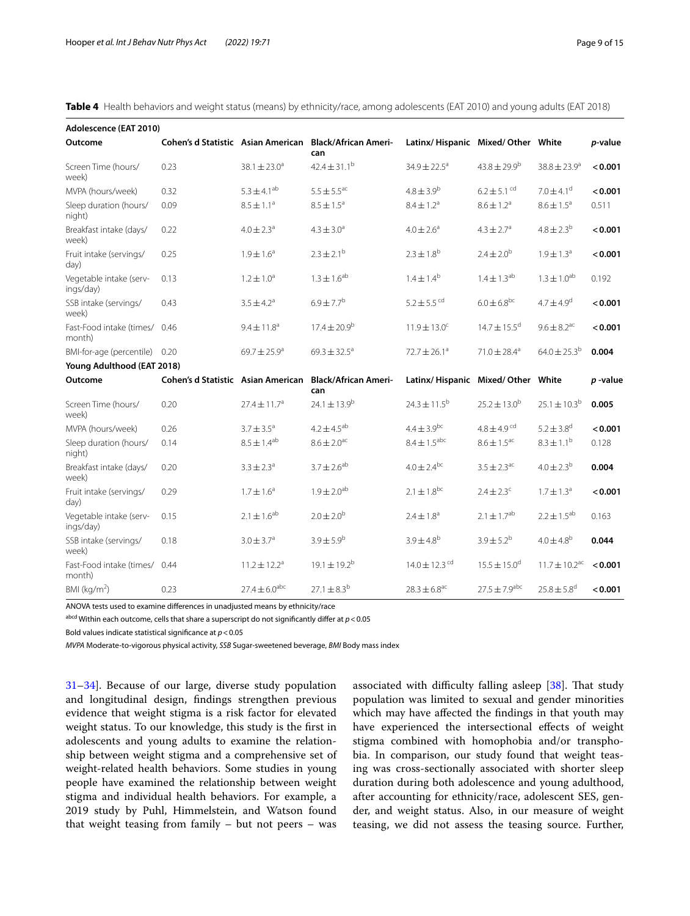**Table 4** Health behaviors and weight status (means) by ethnicity/race, among adolescents (EAT 2010) and young adults (EAT 2018)

| Adolescence (EAT 2010) | | | | | | | |
|---|---|---|---|---|---|---|---|
| **Outcome** | **Cohen's d Statistic** | **Asian American** | **Black/African American** | **Latinx/ Hispanic** | **Mixed/ Other** | **White** | ***p*-value** |
| Screen Time (hours/ week) | 0.23 | 38.1 ± 23.0[a] | 42.4 ± 31.1[b] | 34.9 ± 22.5[a] | 43.8 ± 29.9[b] | 38.8 ± 23.9[a] | **< 0.001** |
| MVPA (hours/week) | 0.32 | 5.3 ± 4.1[ab] | 5.5 ± 5.5[ac] | 4.8 ± 3.9[b] | 6.2 ± 5.1[cd] | 7.0 ± 4.1[d] | **< 0.001** |
| Sleep duration (hours/ night) | 0.09 | 8.5 ± 1.1[a] | 8.5 ± 1.5[a] | 8.4 ± 1.2[a] | 8.6 ± 1.2[a] | 8.6 ± 1.5[a] | 0.511 |
| Breakfast intake (days/ week) | 0.22 | 4.0 ± 2.3[a] | 4.3 ± 3.0[a] | 4.0 ± 2.6[a] | 4.3 ± 2.7[a] | 4.8 ± 2.3[b] | **< 0.001** |
| Fruit intake (servings/ day) | 0.25 | 1.9 ± 1.6[a] | 2.3 ± 2.1[b] | 2.3 ± 1.8[b] | 2.4 ± 2.0[b] | 1.9 ± 1.3[a] | **< 0.001** |
| Vegetable intake (servings/day) | 0.13 | 1.2 ± 1.0[a] | 1.3 ± 1.6[ab] | 1.4 ± 1.4[b] | 1.4 ± 1.3[ab] | 1.3 ± 1.0[ab] | 0.192 |
| SSB intake (servings/ week) | 0.43 | 3.5 ± 4.2[a] | 6.9 ± 7.7[b] | 5.2 ± 5.5[cd] | 6.0 ± 6.8[bc] | 4.7 ± 4.9[d] | **< 0.001** |
| Fast-Food intake (times/ month) | 0.46 | 9.4 ± 11.8[a] | 17.4 ± 20.9[b] | 11.9 ± 13.0[c] | 14.7 ± 15.5[d] | 9.6 ± 8.2[ac] | **< 0.001** |
| BMI-for-age (percentile) | 0.20 | 69.7 ± 25.9[a] | 69.3 ± 32.5[a] | 72.7 ± 26.1[a] | 71.0 ± 28.4[a] | 64.0 ± 25.3[b] | **0.004** |
| **Young Adulthood (EAT 2018)** | | | | | | | |
| **Outcome** | **Cohen's d Statistic** | **Asian American** | **Black/African American** | **Latinx/ Hispanic** | **Mixed/ Other** | **White** | ***p* -value** |
| Screen Time (hours/ week) | 0.20 | 27.4 ± 11.7[a] | 24.1 ± 13.9[b] | 24.3 ± 11.5[b] | 25.2 ± 13.0[b] | 25.1 ± 10.3[b] | **0.005** |
| MVPA (hours/week) | 0.26 | 3.7 ± 3.5[a] | 4.2 ± 4.5[ab] | 4.4 ± 3.9[bc] | 4.8 ± 4.9[cd] | 5.2 ± 3.8[d] | **< 0.001** |
| Sleep duration (hours/ night) | 0.14 | 8.5 ± 1.4[ab] | 8.6 ± 2.0[ac] | 8.4 ± 1.5[abc] | 8.6 ± 1.5[ac] | 8.3 ± 1.1[b] | 0.128 |
| Breakfast intake (days/ week) | 0.20 | 3.3 ± 2.3[a] | 3.7 ± 2.6[ab] | 4.0 ± 2.4[bc] | 3.5 ± 2.3[ac] | 4.0 ± 2.3[b] | **0.004** |
| Fruit intake (servings/ day) | 0.29 | 1.7 ± 1.6[a] | 1.9 ± 2.0[ab] | 2.1 ± 1.8[bc] | 2.4 ± 2.3[c] | 1.7 ± 1.3[a] | **< 0.001** |
| Vegetable intake (servings/day) | 0.15 | 2.1 ± 1.6[ab] | 2.0 ± 2.0[b] | 2.4 ± 1.8[a] | 2.1 ± 1.7[ab] | 2.2 ± 1.5[ab] | 0.163 |
| SSB intake (servings/ week) | 0.18 | 3.0 ± 3.7[a] | 3.9 ± 5.9[b] | 3.9 ± 4.8[b] | 3.9 ± 5.2[b] | 4.0 ± 4.8[b] | **0.044** |
| Fast-Food intake (times/ month) | 0.44 | 11.2 ± 12.2[a] | 19.1 ± 19.2[b] | 14.0 ± 12.3[cd] | 15.5 ± 15.0[d] | 11.7 ± 10.2[ac] | **< 0.001** |
| BMI ($kg/m^2$) | 0.23 | 27.4 ± 6.0[abc] | 27.1 ± 8.3[b] | 28.3 ± 6.8[ac] | 27.5 ± 7.9[abc] | 25.8 ± 5.8[d] | **< 0.001** |

ANOVA tests used to examine differences in unadjusted means by ethnicity/race

[abcd] Within each outcome, cells that share a superscript do not significantly differ at $p < 0.05$

Bold values indicate statistical significance at $p < 0.05$

*MVPA* Moderate-to-vigorous physical activity, *SSB* Sugar-sweetened beverage, *BMI* Body mass index

31–34]. Because of our large, diverse study population and longitudinal design, findings strengthen previous evidence that weight stigma is a risk factor for elevated weight status. To our knowledge, this study is the first in adolescents and young adults to examine the relationship between weight stigma and a comprehensive set of weight-related health behaviors. Some studies in young people have examined the relationship between weight stigma and individual health behaviors. For example, a 2019 study by Puhl, Himmelstein, and Watson found that weight teasing from family – but not peers – was associated with difficulty falling asleep [38]. That study population was limited to sexual and gender minorities which may have affected the findings in that youth may have experienced the intersectional effects of weight stigma combined with homophobia and/or transphobia. In comparison, our study found that weight teasing was cross-sectionally associated with shorter sleep duration during both adolescence and young adulthood, after accounting for ethnicity/race, adolescent SES, gender, and weight status. Also, in our measure of weight teasing, we did not assess the teasing source. Further,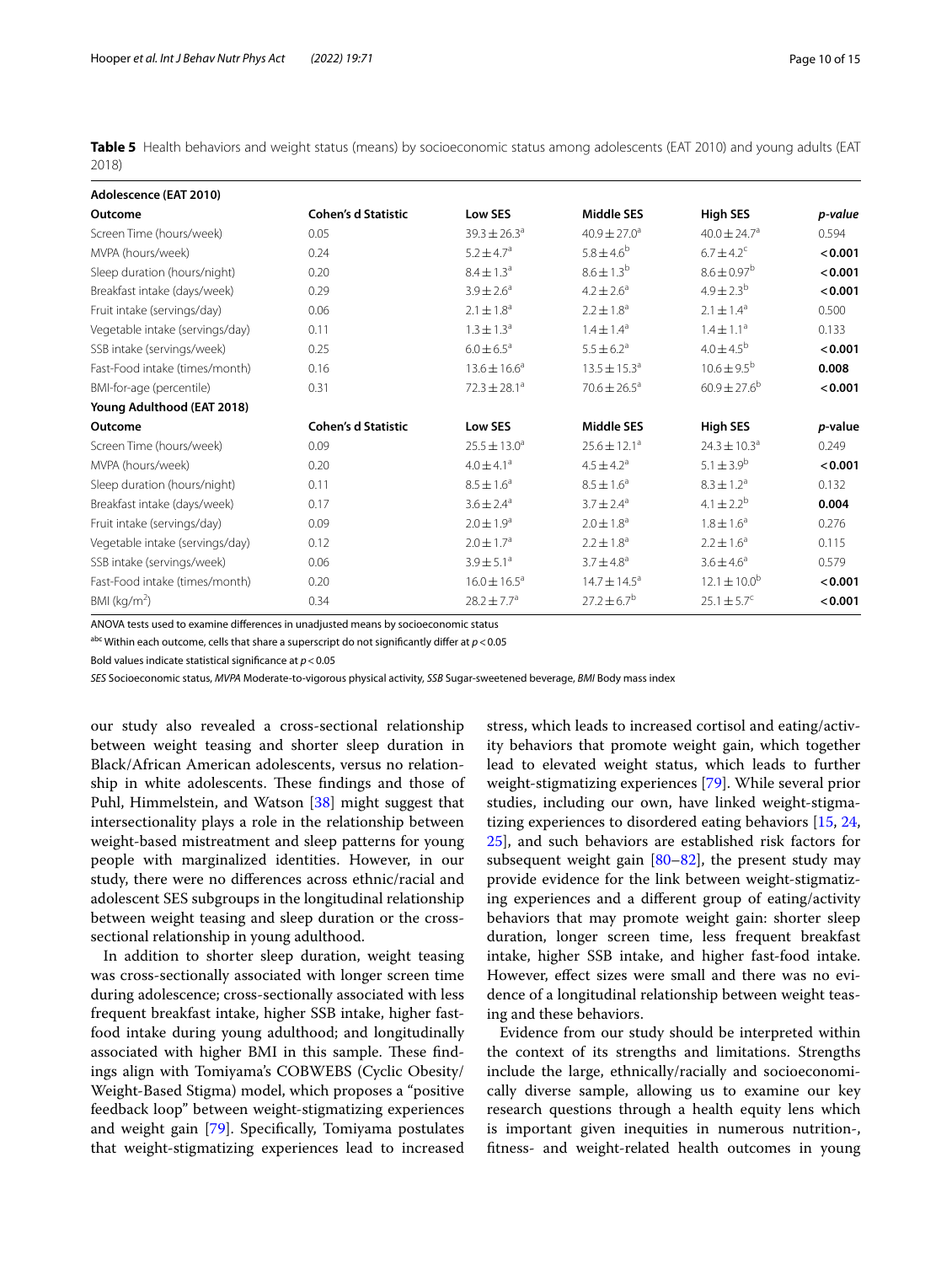**Table 5** Health behaviors and weight status (means) by socioeconomic status among adolescents (EAT 2010) and young adults (EAT 2018)

| Adolescence (EAT 2010) | | | | | |
|---|---|---|---|---|---|
| **Outcome** | **Cohen's d Statistic** | **Low SES** | **Middle SES** | **High SES** | ***p-value*** |
| Screen Time (hours/week) | 0.05 | 39.3 ± 26.3[a] | 40.9 ± 27.0[a] | 40.0 ± 24.7[a] | 0.594 |
| MVPA (hours/week) | 0.24 | 5.2 ± 4.7[a] | 5.8 ± 4.6[b] | 6.7 ± 4.2[c] | **< 0.001** |
| Sleep duration (hours/night) | 0.20 | 8.4 ± 1.3[a] | 8.6 ± 1.3[b] | 8.6 ± 0.97[b] | **< 0.001** |
| Breakfast intake (days/week) | 0.29 | 3.9 ± 2.6[a] | 4.2 ± 2.6[a] | 4.9 ± 2.3[b] | **< 0.001** |
| Fruit intake (servings/day) | 0.06 | 2.1 ± 1.8[a] | 2.2 ± 1.8[a] | 2.1 ± 1.4[a] | 0.500 |
| Vegetable intake (servings/day) | 0.11 | 1.3 ± 1.3[a] | 1.4 ± 1.4[a] | 1.4 ± 1.1[a] | 0.133 |
| SSB intake (servings/week) | 0.25 | 6.0 ± 6.5[a] | 5.5 ± 6.2[a] | 4.0 ± 4.5[b] | **< 0.001** |
| Fast-Food intake (times/month) | 0.16 | 13.6 ± 16.6[a] | 13.5 ± 15.3[a] | 10.6 ± 9.5[b] | **0.008** |
| BMI-for-age (percentile) | 0.31 | 72.3 ± 28.1[a] | 70.6 ± 26.5[a] | 60.9 ± 27.6[b] | **< 0.001** |
| **Young Adulthood (EAT 2018)** | | | | | |
| **Outcome** | **Cohen's d Statistic** | **Low SES** | **Middle SES** | **High SES** | ***p*-value** |
| Screen Time (hours/week) | 0.09 | 25.5 ± 13.0[a] | 25.6 ± 12.1[a] | 24.3 ± 10.3[a] | 0.249 |
| MVPA (hours/week) | 0.20 | 4.0 ± 4.1[a] | 4.5 ± 4.2[a] | 5.1 ± 3.9[b] | **< 0.001** |
| Sleep duration (hours/night) | 0.11 | 8.5 ± 1.6[a] | 8.5 ± 1.6[a] | 8.3 ± 1.2[a] | 0.132 |
| Breakfast intake (days/week) | 0.17 | 3.6 ± 2.4[a] | 3.7 ± 2.4[a] | 4.1 ± 2.2[b] | **0.004** |
| Fruit intake (servings/day) | 0.09 | 2.0 ± 1.9[a] | 2.0 ± 1.8[a] | 1.8 ± 1.6[a] | 0.276 |
| Vegetable intake (servings/day) | 0.12 | 2.0 ± 1.7[a] | 2.2 ± 1.8[a] | 2.2 ± 1.6[a] | 0.115 |
| SSB intake (servings/week) | 0.06 | 3.9 ± 5.1[a] | 3.7 ± 4.8[a] | 3.6 ± 4.6[a] | 0.579 |
| Fast-Food intake (times/month) | 0.20 | 16.0 ± 16.5[a] | 14.7 ± 14.5[a] | 12.1 ± 10.0[b] | **< 0.001** |
| BMI (kg/m$^2$) | 0.34 | 28.2 ± 7.7[a] | 27.2 ± 6.7[b] | 25.1 ± 5.7[c] | **< 0.001** |

ANOVA tests used to examine differences in unadjusted means by socioeconomic status

[abc] Within each outcome, cells that share a superscript do not significantly differ at $p < 0.05$

Bold values indicate statistical significance at $p < 0.05$

*SES* Socioeconomic status, *MVPA* Moderate-to-vigorous physical activity, *SSB* Sugar-sweetened beverage, *BMI* Body mass index

our study also revealed a cross-sectional relationship between weight teasing and shorter sleep duration in Black/African American adolescents, versus no relationship in white adolescents. These findings and those of Puhl, Himmelstein, and Watson [38] might suggest that intersectionality plays a role in the relationship between weight-based mistreatment and sleep patterns for young people with marginalized identities. However, in our study, there were no differences across ethnic/racial and adolescent SES subgroups in the longitudinal relationship between weight teasing and sleep duration or the cross-sectional relationship in young adulthood.

In addition to shorter sleep duration, weight teasing was cross-sectionally associated with longer screen time during adolescence; cross-sectionally associated with less frequent breakfast intake, higher SSB intake, higher fast-food intake during young adulthood; and longitudinally associated with higher BMI in this sample. These findings align with Tomiyama's COBWEBS (Cyclic Obesity/Weight-Based Stigma) model, which proposes a "positive feedback loop" between weight-stigmatizing experiences and weight gain [79]. Specifically, Tomiyama postulates that weight-stigmatizing experiences lead to increased stress, which leads to increased cortisol and eating/activity behaviors that promote weight gain, which together lead to elevated weight status, which leads to further weight-stigmatizing experiences [79]. While several prior studies, including our own, have linked weight-stigmatizing experiences to disordered eating behaviors [15, 24, 25], and such behaviors are established risk factors for subsequent weight gain [80–82], the present study may provide evidence for the link between weight-stigmatizing experiences and a different group of eating/activity behaviors that may promote weight gain: shorter sleep duration, longer screen time, less frequent breakfast intake, higher SSB intake, and higher fast-food intake. However, effect sizes were small and there was no evidence of a longitudinal relationship between weight teasing and these behaviors.

Evidence from our study should be interpreted within the context of its strengths and limitations. Strengths include the large, ethnically/racially and socioeconomically diverse sample, allowing us to examine our key research questions through a health equity lens which is important given inequities in numerous nutrition-, fitness- and weight-related health outcomes in young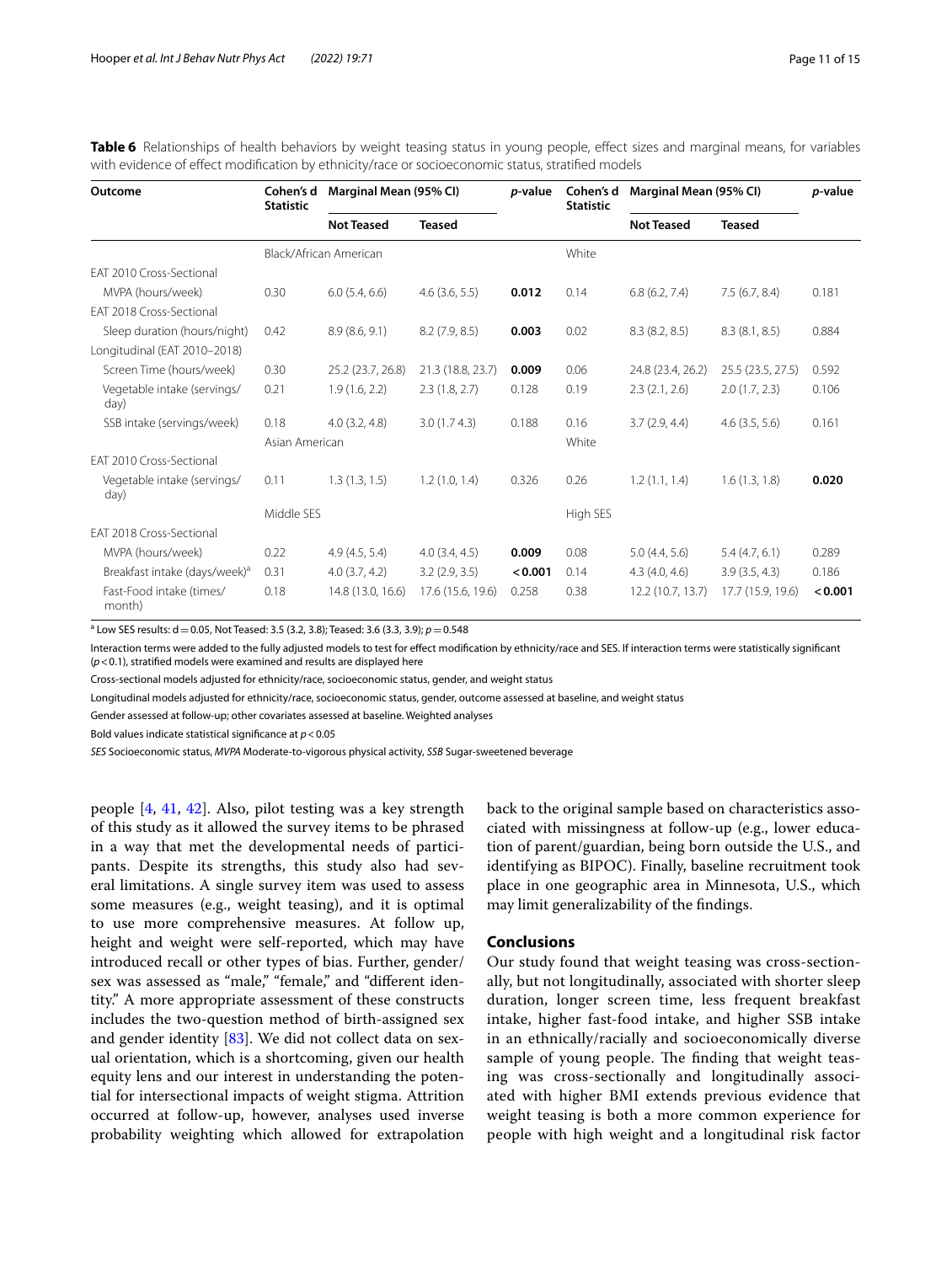**Table 6** Relationships of health behaviors by weight teasing status in young people, effect sizes and marginal means, for variables with evidence of effect modification by ethnicity/race or socioeconomic status, stratified models

| Outcome | Cohen's d Statistic | Marginal Mean (95% CI) | | *p*-value | Cohen's d Statistic | Marginal Mean (95% CI) | | *p*-value |
|---|---|---|---|---|---|---|---|---|
| | | Not Teased | Teased | | | Not Teased | Teased | |
| | Black/African American | | | | White | | | |
| EAT 2010 Cross-Sectional | | | | | | | | |
| MVPA (hours/week) | 0.30 | 6.0 (5.4, 6.6) | 4.6 (3.6, 5.5) | **0.012** | 0.14 | 6.8 (6.2, 7.4) | 7.5 (6.7, 8.4) | 0.181 |
| EAT 2018 Cross-Sectional | | | | | | | | |
| Sleep duration (hours/night) | 0.42 | 8.9 (8.6, 9.1) | 8.2 (7.9, 8.5) | **0.003** | 0.02 | 8.3 (8.2, 8.5) | 8.3 (8.1, 8.5) | 0.884 |
| Longitudinal (EAT 2010–2018) | | | | | | | | |
| Screen Time (hours/week) | 0.30 | 25.2 (23.7, 26.8) | 21.3 (18.8, 23.7) | **0.009** | 0.06 | 24.8 (23.4, 26.2) | 25.5 (23.5, 27.5) | 0.592 |
| Vegetable intake (servings/day) | 0.21 | 1.9 (1.6, 2.2) | 2.3 (1.8, 2.7) | 0.128 | 0.19 | 2.3 (2.1, 2.6) | 2.0 (1.7, 2.3) | 0.106 |
| SSB intake (servings/week) | 0.18 | 4.0 (3.2, 4.8) | 3.0 (1.7 4.3) | 0.188 | 0.16 | 3.7 (2.9, 4.4) | 4.6 (3.5, 5.6) | 0.161 |
| | Asian American | | | | White | | | |
| EAT 2010 Cross-Sectional | | | | | | | | |
| Vegetable intake (servings/day) | 0.11 | 1.3 (1.3, 1.5) | 1.2 (1.0, 1.4) | 0.326 | 0.26 | 1.2 (1.1, 1.4) | 1.6 (1.3, 1.8) | **0.020** |
| | Middle SES | | | | High SES | | | |
| EAT 2018 Cross-Sectional | | | | | | | | |
| MVPA (hours/week) | 0.22 | 4.9 (4.5, 5.4) | 4.0 (3.4, 4.5) | **0.009** | 0.08 | 5.0 (4.4, 5.6) | 5.4 (4.7, 6.1) | 0.289 |
| Breakfast intake (days/week)[a] | 0.31 | 4.0 (3.7, 4.2) | 3.2 (2.9, 3.5) | **< 0.001** | 0.14 | 4.3 (4.0, 4.6) | 3.9 (3.5, 4.3) | 0.186 |
| Fast-Food intake (times/month) | 0.18 | 14.8 (13.0, 16.6) | 17.6 (15.6, 19.6) | 0.258 | 0.38 | 12.2 (10.7, 13.7) | 17.7 (15.9, 19.6) | **< 0.001** |

[a] Low SES results: d = 0.05, Not Teased: 3.5 (3.2, 3.8); Teased: 3.6 (3.3, 3.9); *p* = 0.548

Interaction terms were added to the fully adjusted models to test for effect modification by ethnicity/race and SES. If interaction terms were statistically significant ($p < 0.1$), stratified models were examined and results are displayed here

Cross-sectional models adjusted for ethnicity/race, socioeconomic status, gender, and weight status

Longitudinal models adjusted for ethnicity/race, socioeconomic status, gender, outcome assessed at baseline, and weight status

Gender assessed at follow-up; other covariates assessed at baseline. Weighted analyses

Bold values indicate statistical significance at $p < 0.05$

*SES* Socioeconomic status, *MVPA* Moderate-to-vigorous physical activity, *SSB* Sugar-sweetened beverage

people [4, 41, 42]. Also, pilot testing was a key strength of this study as it allowed the survey items to be phrased in a way that met the developmental needs of participants. Despite its strengths, this study also had several limitations. A single survey item was used to assess some measures (e.g., weight teasing), and it is optimal to use more comprehensive measures. At follow up, height and weight were self-reported, which may have introduced recall or other types of bias. Further, gender/sex was assessed as "male," "female," and "different identity." A more appropriate assessment of these constructs includes the two-question method of birth-assigned sex and gender identity [83]. We did not collect data on sexual orientation, which is a shortcoming, given our health equity lens and our interest in understanding the potential for intersectional impacts of weight stigma. Attrition occurred at follow-up, however, analyses used inverse probability weighting which allowed for extrapolation back to the original sample based on characteristics associated with missingness at follow-up (e.g., lower education of parent/guardian, being born outside the U.S., and identifying as BIPOC). Finally, baseline recruitment took place in one geographic area in Minnesota, U.S., which may limit generalizability of the findings.

## Conclusions

Our study found that weight teasing was cross-sectionally, but not longitudinally, associated with shorter sleep duration, longer screen time, less frequent breakfast intake, higher fast-food intake, and higher SSB intake in an ethnically/racially and socioeconomically diverse sample of young people. The finding that weight teasing was cross-sectionally and longitudinally associated with higher BMI extends previous evidence that weight teasing is both a more common experience for people with high weight and a longitudinal risk factor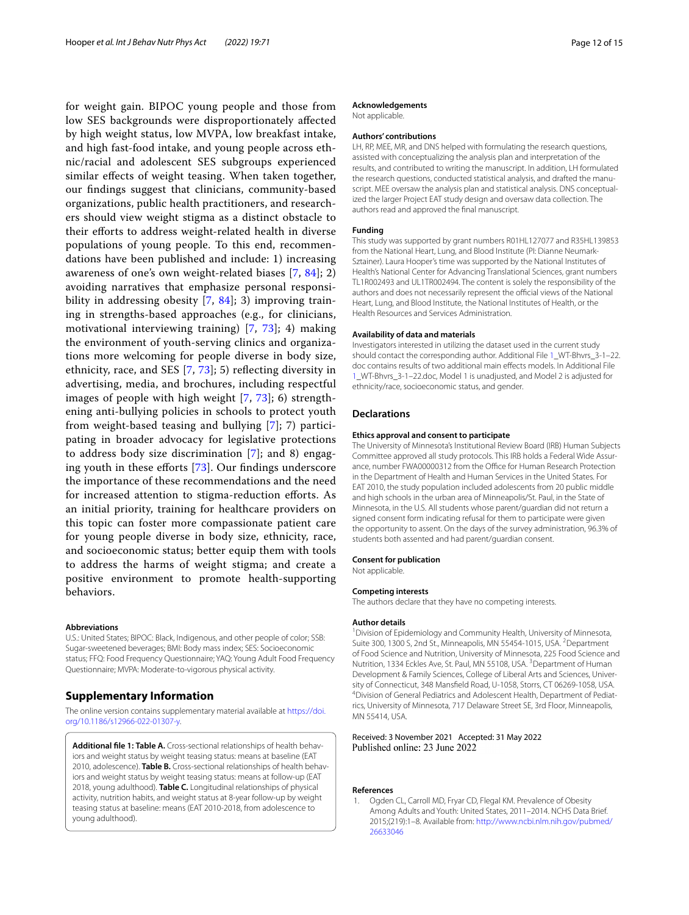for weight gain. BIPOC young people and those from low SES backgrounds were disproportionately affected by high weight status, low MVPA, low breakfast intake, and high fast-food intake, and young people across ethnic/racial and adolescent SES subgroups experienced similar effects of weight teasing. When taken together, our findings suggest that clinicians, community-based organizations, public health practitioners, and researchers should view weight stigma as a distinct obstacle to their efforts to address weight-related health in diverse populations of young people. To this end, recommendations have been published and include: 1) increasing awareness of one's own weight-related biases [7, 84]; 2) avoiding narratives that emphasize personal responsibility in addressing obesity [7, 84]; 3) improving training in strengths-based approaches (e.g., for clinicians, motivational interviewing training) [7, 73]; 4) making the environment of youth-serving clinics and organizations more welcoming for people diverse in body size, ethnicity, race, and SES [7, 73]; 5) reflecting diversity in advertising, media, and brochures, including respectful images of people with high weight [7, 73]; 6) strengthening anti-bullying policies in schools to protect youth from weight-based teasing and bullying [7]; 7) participating in broader advocacy for legislative protections to address body size discrimination [7]; and 8) engaging youth in these efforts [73]. Our findings underscore the importance of these recommendations and the need for increased attention to stigma-reduction efforts. As an initial priority, training for healthcare providers on this topic can foster more compassionate patient care for young people diverse in body size, ethnicity, race, and socioeconomic status; better equip them with tools to address the harms of weight stigma; and create a positive environment to promote health-supporting behaviors.

#### Abbreviations

U.S.: United States; BIPOC: Black, Indigenous, and other people of color; SSB: Sugar-sweetened beverages; BMI: Body mass index; SES: Socioeconomic status; FFQ: Food Frequency Questionnaire; YAQ: Young Adult Food Frequency Questionnaire; MVPA: Moderate-to-vigorous physical activity.

## Supplementary Information

The online version contains supplementary material available at https://doi.org/10.1186/s12966-022-01307-y.

**Additional file 1: Table A.** Cross-sectional relationships of health behaviors and weight status by weight teasing status: means at baseline (EAT 2010, adolescence). **Table B.** Cross-sectional relationships of health behaviors and weight status by weight teasing status: means at follow-up (EAT 2018, young adulthood). **Table C.** Longitudinal relationships of physical activity, nutrition habits, and weight status at 8-year follow-up by weight teasing status at baseline: means (EAT 2010-2018, from adolescence to young adulthood).

#### Acknowledgements

Not applicable.

#### Authors' contributions

LH, RP, MEE, MR, and DNS helped with formulating the research questions, assisted with conceptualizing the analysis plan and interpretation of the results, and contributed to writing the manuscript. In addition, LH formulated the research questions, conducted statistical analysis, and drafted the manuscript. MEE oversaw the analysis plan and statistical analysis. DNS conceptualized the larger Project EAT study design and oversaw data collection. The authors read and approved the final manuscript.

#### Funding

This study was supported by grant numbers R01HL127077 and R35HL139853 from the National Heart, Lung, and Blood Institute (PI: Dianne Neumark-Sztainer). Laura Hooper's time was supported by the National Institutes of Health's National Center for Advancing Translational Sciences, grant numbers TL1R002493 and UL1TR002494. The content is solely the responsibility of the authors and does not necessarily represent the official views of the National Heart, Lung, and Blood Institute, the National Institutes of Health, or the Health Resources and Services Administration.

#### Availability of data and materials

Investigators interested in utilizing the dataset used in the current study should contact the corresponding author. Additional File 1_WT-Bhvrs_3-1–22.doc contains results of two additional main effects models. In Additional File 1_WT-Bhvrs_3-1–22.doc, Model 1 is unadjusted, and Model 2 is adjusted for ethnicity/race, socioeconomic status, and gender.

## Declarations

#### Ethics approval and consent to participate

The University of Minnesota's Institutional Review Board (IRB) Human Subjects Committee approved all study protocols. This IRB holds a Federal Wide Assurance, number FWA00000312 from the Office for Human Research Protection in the Department of Health and Human Services in the United States. For EAT 2010, the study population included adolescents from 20 public middle and high schools in the urban area of Minneapolis/St. Paul, in the State of Minnesota, in the U.S. All students whose parent/guardian did not return a signed consent form indicating refusal for them to participate were given the opportunity to assent. On the days of the survey administration, 96.3% of students both assented and had parent/guardian consent.

#### Consent for publication

Not applicable.

#### Competing interests

The authors declare that they have no competing interests.

#### Author details

[1]Division of Epidemiology and Community Health, University of Minnesota, Suite 300, 1300 S, 2nd St., Minneapolis, MN 55454-1015, USA. [2]Department of Food Science and Nutrition, University of Minnesota, 225 Food Science and Nutrition, 1334 Eckles Ave, St. Paul, MN 55108, USA. [3]Department of Human Development & Family Sciences, College of Liberal Arts and Sciences, University of Connecticut, 348 Mansfield Road, U-1058, Storrs, CT 06269-1058, USA. [4]Division of General Pediatrics and Adolescent Health, Department of Pediatrics, University of Minnesota, 717 Delaware Street SE, 3rd Floor, Minneapolis, MN 55414, USA.

Received: 3 November 2021 Accepted: 31 May 2022
Published online: 23 June 2022

#### References

1. Ogden CL, Carroll MD, Fryar CD, Flegal KM. Prevalence of Obesity Among Adults and Youth: United States, 2011–2014. NCHS Data Brief. 2015;(219):1–8. Available from: http://www.ncbi.nlm.nih.gov/pubmed/26633046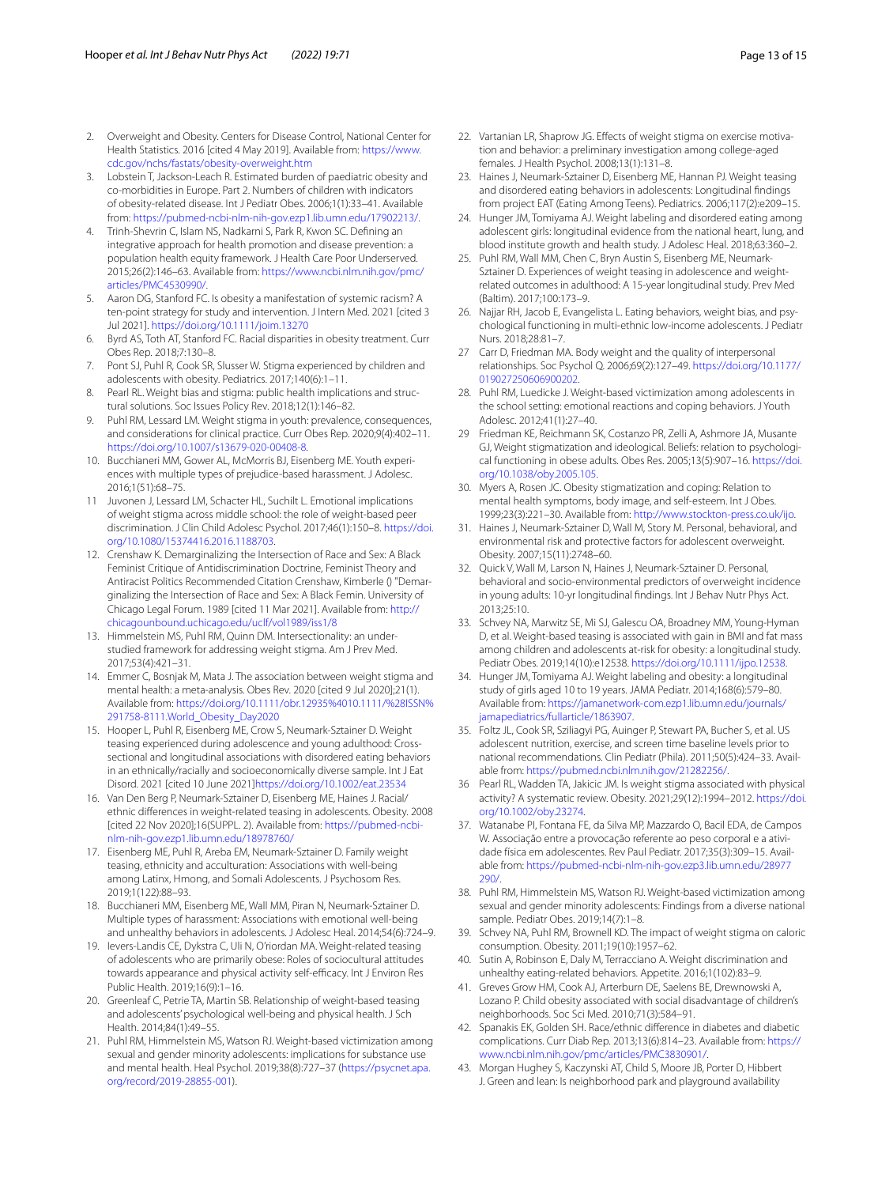2. Overweight and Obesity. Centers for Disease Control, National Center for Health Statistics. 2016 [cited 4 May 2019]. Available from: https://www.cdc.gov/nchs/fastats/obesity-overweight.htm
3. Lobstein T, Jackson-Leach R. Estimated burden of paediatric obesity and co-morbidities in Europe. Part 2. Numbers of children with indicators of obesity-related disease. Int J Pediatr Obes. 2006;1(1):33–41. Available from: https://pubmed-ncbi-nlm-nih-gov.ezp1.lib.umn.edu/17902213/.
4. Trinh-Shevrin C, Islam NS, Nadkarni S, Park R, Kwon SC. Defining an integrative approach for health promotion and disease prevention: a population health equity framework. J Health Care Poor Underserved. 2015;26(2):146–63. Available from: https://www.ncbi.nlm.nih.gov/pmc/articles/PMC4530990/.
5. Aaron DG, Stanford FC. Is obesity a manifestation of systemic racism? A ten-point strategy for study and intervention. J Intern Med. 2021 [cited 3 Jul 2021]. https://doi.org/10.1111/joim.13270
6. Byrd AS, Toth AT, Stanford FC. Racial disparities in obesity treatment. Curr Obes Rep. 2018;7:130–8.
7. Pont SJ, Puhl RM, Cook SR, Slusser W. Stigma experienced by children and adolescents with obesity. Pediatrics. 2017;140(6):1–11.
8. Pearl RL. Weight bias and stigma: public health implications and structural solutions. Soc Issues Policy Rev. 2018;12(1):146–82.
9. Puhl RM, Lessard LM. Weight stigma in youth: prevalence, consequences, and considerations for clinical practice. Curr Obes Rep. 2020;9(4):402–11. https://doi.org/10.1007/s13679-020-00408-8.
10. Bucchianeri MM, Gower AL, McMorris BJ, Eisenberg ME. Youth experiences with multiple types of prejudice-based harassment. J Adolesc. 2016;1(51):68–75.
11 Juvonen J, Lessard LM, Schacter HL, Suchilt L. Emotional implications of weight stigma across middle school: the role of weight-based peer discrimination. J Clin Child Adolesc Psychol. 2017;46(1):150–8. https://doi.org/10.1080/15374416.2016.1188703.
12. Crenshaw K. Demarginalizing the Intersection of Race and Sex: A Black Feminist Critique of Antidiscrimination Doctrine, Feminist Theory and Antiracist Politics Recommended Citation Crenshaw, Kimberle () "Demarginalizing the Intersection of Race and Sex: A Black Femin. University of Chicago Legal Forum. 1989 [cited 11 Mar 2021]. Available from: http://chicagounbound.uchicago.edu/uclf/vol1989/iss1/8
13. Himmelstein MS, Puhl RM, Quinn DM. Intersectionality: an understudied framework for addressing weight stigma. Am J Prev Med. 2017;53(4):421–31.
14. Emmer C, Bosnjak M, Mata J. The association between weight stigma and mental health: a meta-analysis. Obes Rev. 2020 [cited 9 Jul 2020];21(1). Available from: https://doi.org/10.1111/obr.12935%4010.1111/%28ISSN%291758-8111.World_Obesity_Day2020
15. Hooper L, Puhl R, Eisenberg ME, Crow S, Neumark-Sztainer D. Weight teasing experienced during adolescence and young adulthood: Cross-sectional and longitudinal associations with disordered eating behaviors in an ethnically/racially and socioeconomically diverse sample. Int J Eat Disord. 2021 [cited 10 June 2021]https://doi.org/10.1002/eat.23534
16. Van Den Berg P, Neumark-Sztainer D, Eisenberg ME, Haines J. Racial/ethnic differences in weight-related teasing in adolescents. Obesity. 2008 [cited 22 Nov 2020];16(SUPPL. 2). Available from: https://pubmed-ncbi-nlm-nih-gov.ezp1.lib.umn.edu/18978760/
17. Eisenberg ME, Puhl R, Areba EM, Neumark-Sztainer D. Family weight teasing, ethnicity and acculturation: Associations with well-being among Latinx, Hmong, and Somali Adolescents. J Psychosom Res. 2019;1(122):88–93.
18. Bucchianeri MM, Eisenberg ME, Wall MM, Piran N, Neumark-Sztainer D. Multiple types of harassment: Associations with emotional well-being and unhealthy behaviors in adolescents. J Adolesc Heal. 2014;54(6):724–9.
19. Ievers-Landis CE, Dykstra C, Uli N, O'riordan MA. Weight-related teasing of adolescents who are primarily obese: Roles of sociocultural attitudes towards appearance and physical activity self-efficacy. Int J Environ Res Public Health. 2019;16(9):1–16.
20. Greenleaf C, Petrie TA, Martin SB. Relationship of weight-based teasing and adolescents' psychological well-being and physical health. J Sch Health. 2014;84(1):49–55.
21. Puhl RM, Himmelstein MS, Watson RJ. Weight-based victimization among sexual and gender minority adolescents: implications for substance use and mental health. Heal Psychol. 2019;38(8):727–37 (https://psycnet.apa.org/record/2019-28855-001).
22. Vartanian LR, Shaprow JG. Effects of weight stigma on exercise motivation and behavior: a preliminary investigation among college-aged females. J Health Psychol. 2008;13(1):131–8.
23. Haines J, Neumark-Sztainer D, Eisenberg ME, Hannan PJ. Weight teasing and disordered eating behaviors in adolescents: Longitudinal findings from project EAT (Eating Among Teens). Pediatrics. 2006;117(2):e209–15.
24. Hunger JM, Tomiyama AJ. Weight labeling and disordered eating among adolescent girls: longitudinal evidence from the national heart, lung, and blood institute growth and health study. J Adolesc Heal. 2018;63:360–2.
25. Puhl RM, Wall MM, Chen C, Bryn Austin S, Eisenberg ME, Neumark-Sztainer D. Experiences of weight teasing in adolescence and weight-related outcomes in adulthood: A 15-year longitudinal study. Prev Med (Baltim). 2017;100:173–9.
26. Najjar RH, Jacob E, Evangelista L. Eating behaviors, weight bias, and psychological functioning in multi-ethnic low-income adolescents. J Pediatr Nurs. 2018;28:81–7.
27 Carr D, Friedman MA. Body weight and the quality of interpersonal relationships. Soc Psychol Q. 2006;69(2):127–49. https://doi.org/10.1177/019027250606900202.
28. Puhl RM, Luedicke J. Weight-based victimization among adolescents in the school setting: emotional reactions and coping behaviors. J Youth Adolesc. 2012;41(1):27–40.
29 Friedman KE, Reichmann SK, Costanzo PR, Zelli A, Ashmore JA, Musante GJ, Weight stigmatization and ideological. Beliefs: relation to psychological functioning in obese adults. Obes Res. 2005;13(5):907–16. https://doi.org/10.1038/oby.2005.105.
30. Myers A, Rosen JC. Obesity stigmatization and coping: Relation to mental health symptoms, body image, and self-esteem. Int J Obes. 1999;23(3):221–30. Available from: http://www.stockton-press.co.uk/ijo.
31. Haines J, Neumark-Sztainer D, Wall M, Story M. Personal, behavioral, and environmental risk and protective factors for adolescent overweight. Obesity. 2007;15(11):2748–60.
32. Quick V, Wall M, Larson N, Haines J, Neumark-Sztainer D. Personal, behavioral and socio-environmental predictors of overweight incidence in young adults: 10-yr longitudinal findings. Int J Behav Nutr Phys Act. 2013;25:10.
33. Schvey NA, Marwitz SE, Mi SJ, Galescu OA, Broadney MM, Young-Hyman D, et al. Weight-based teasing is associated with gain in BMI and fat mass among children and adolescents at-risk for obesity: a longitudinal study. Pediatr Obes. 2019;14(10):e12538. https://doi.org/10.1111/ijpo.12538.
34. Hunger JM, Tomiyama AJ. Weight labeling and obesity: a longitudinal study of girls aged 10 to 19 years. JAMA Pediatr. 2014;168(6):579–80. Available from: https://jamanetwork-com.ezp1.lib.umn.edu/journals/jamapediatrics/fullarticle/1863907.
35. Foltz JL, Cook SR, Szilagyi PG, Auinger P, Stewart PA, Bucher S, et al. US adolescent nutrition, exercise, and screen time baseline levels prior to national recommendations. Clin Pediatr (Phila). 2011;50(5):424–33. Available from: https://pubmed.ncbi.nlm.nih.gov/21282256/.
36 Pearl RL, Wadden TA, Jakicic JM. Is weight stigma associated with physical activity? A systematic review. Obesity. 2021;29(12):1994–2012. https://doi.org/10.1002/oby.23274.
37. Watanabe PI, Fontana FE, da Silva MP, Mazzardo O, Bacil EDA, de Campos W. Associação entre a provocação referente ao peso corporal e a atividade física em adolescentes. Rev Paul Pediatr. 2017;35(3):309–15. Available from: https://pubmed-ncbi-nlm-nih-gov.ezp3.lib.umn.edu/28977290/.
38. Puhl RM, Himmelstein MS, Watson RJ. Weight-based victimization among sexual and gender minority adolescents: Findings from a diverse national sample. Pediatr Obes. 2019;14(7):1–8.
39. Schvey NA, Puhl RM, Brownell KD. The impact of weight stigma on caloric consumption. Obesity. 2011;19(10):1957–62.
40. Sutin A, Robinson E, Daly M, Terracciano A. Weight discrimination and unhealthy eating-related behaviors. Appetite. 2016;1(102):83–9.
41. Greves Grow HM, Cook AJ, Arterburn DE, Saelens BE, Drewnowski A, Lozano P. Child obesity associated with social disadvantage of children's neighborhoods. Soc Sci Med. 2010;71(3):584–91.
42. Spanakis EK, Golden SH. Race/ethnic difference in diabetes and diabetic complications. Curr Diab Rep. 2013;13(6):814–23. Available from: https://www.ncbi.nlm.nih.gov/pmc/articles/PMC3830901/.
43. Morgan Hughey S, Kaczynski AT, Child S, Moore JB, Porter D, Hibbert J. Green and lean: Is neighborhood park and playground availability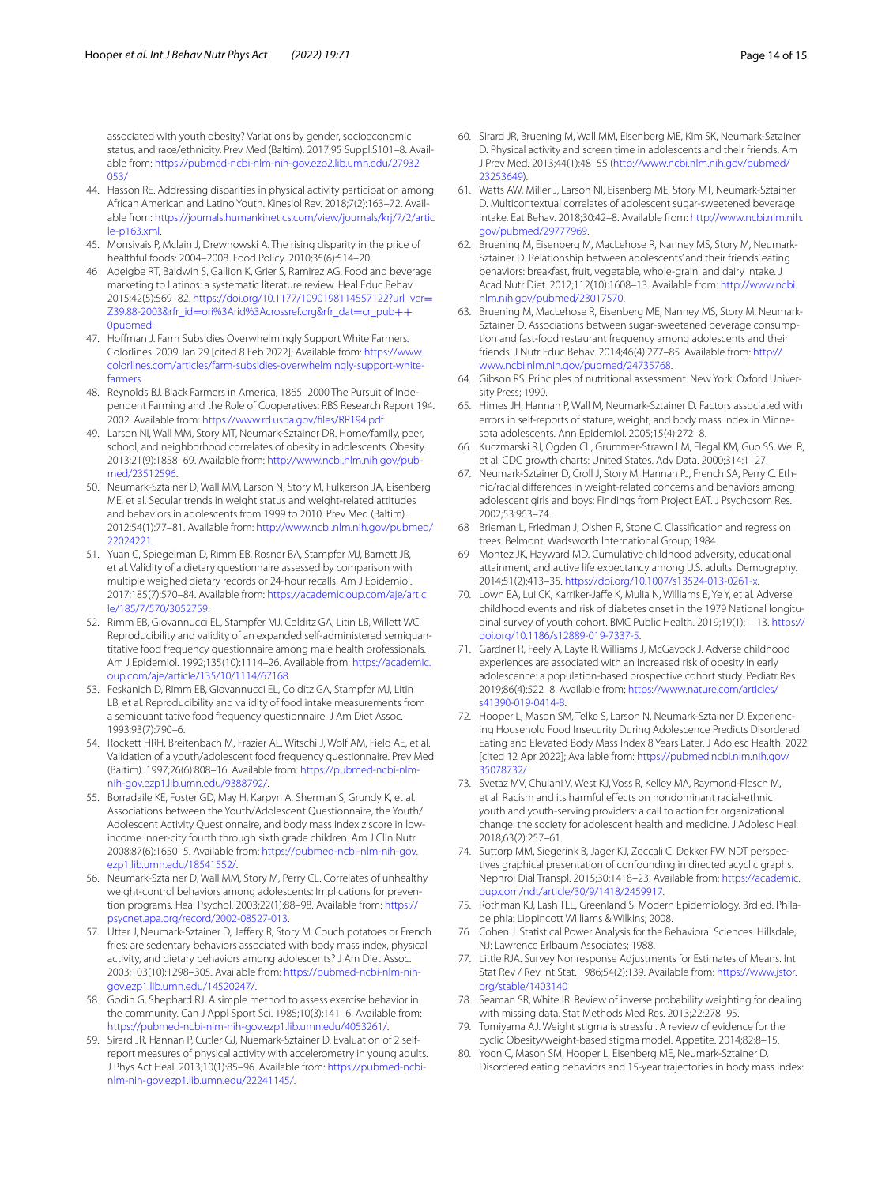associated with youth obesity? Variations by gender, socioeconomic status, and race/ethnicity. Prev Med (Baltim). 2017;95 Suppl:S101–8. Available from: https://pubmed-ncbi-nlm-nih-gov.ezp2.lib.umn.edu/27932053/

44. Hasson RE. Addressing disparities in physical activity participation among African American and Latino Youth. Kinesiol Rev. 2018;7(2):163–72. Available from: https://journals.humankinetics.com/view/journals/krj/7/2/article-p163.xml.
45. Monsivais P, Mclain J, Drewnowski A. The rising disparity in the price of healthful foods: 2004–2008. Food Policy. 2010;35(6):514–20.
46. Adeigbe RT, Baldwin S, Gallion K, Grier S, Ramirez AG. Food and beverage marketing to Latinos: a systematic literature review. Heal Educ Behav. 2015;42(5):569–82. https://doi.org/10.1177/1090198114557122?url_ver=Z39.88-2003&rfr_id=ori%3Arid%3Acrossref.org&rfr_dat=cr_pub++0pubmed.
47. Hoffman J. Farm Subsidies Overwhelmingly Support White Farmers. Colorlines. 2009 Jan 29 [cited 8 Feb 2022]; Available from: https://www.colorlines.com/articles/farm-subsidies-overwhelmingly-support-white-farmers
48. Reynolds BJ. Black Farmers in America, 1865–2000 The Pursuit of Independent Farming and the Role of Cooperatives: RBS Research Report 194. 2002. Available from: https://www.rd.usda.gov/files/RR194.pdf
49. Larson NI, Wall MM, Story MT, Neumark-Sztainer DR. Home/family, peer, school, and neighborhood correlates of obesity in adolescents. Obesity. 2013;21(9):1858–69. Available from: http://www.ncbi.nlm.nih.gov/pubmed/23512596.
50. Neumark-Sztainer D, Wall MM, Larson N, Story M, Fulkerson JA, Eisenberg ME, et al. Secular trends in weight status and weight-related attitudes and behaviors in adolescents from 1999 to 2010. Prev Med (Baltim). 2012;54(1):77–81. Available from: http://www.ncbi.nlm.nih.gov/pubmed/22024221.
51. Yuan C, Spiegelman D, Rimm EB, Rosner BA, Stampfer MJ, Barnett JB, et al. Validity of a dietary questionnaire assessed by comparison with multiple weighed dietary records or 24-hour recalls. Am J Epidemiol. 2017;185(7):570–84. Available from: https://academic.oup.com/aje/article/185/7/570/3052759.
52. Rimm EB, Giovannucci EL, Stampfer MJ, Colditz GA, Litin LB, Willett WC. Reproducibility and validity of an expanded self-administered semiquantitative food frequency questionnaire among male health professionals. Am J Epidemiol. 1992;135(10):1114–26. Available from: https://academic.oup.com/aje/article/135/10/1114/67168.
53. Feskanich D, Rimm EB, Giovannucci EL, Colditz GA, Stampfer MJ, Litin LB, et al. Reproducibility and validity of food intake measurements from a semiquantitative food frequency questionnaire. J Am Diet Assoc. 1993;93(7):790–6.
54. Rockett HRH, Breitenbach M, Frazier AL, Witschi J, Wolf AM, Field AE, et al. Validation of a youth/adolescent food frequency questionnaire. Prev Med (Baltim). 1997;26(6):808–16. Available from: https://pubmed-ncbi-nlm-nih-gov.ezp1.lib.umn.edu/9388792/.
55. Borradaile KE, Foster GD, May H, Karpyn A, Sherman S, Grundy K, et al. Associations between the Youth/Adolescent Questionnaire, the Youth/Adolescent Activity Questionnaire, and body mass index z score in low-income inner-city fourth through sixth grade children. Am J Clin Nutr. 2008;87(6):1650–5. Available from: https://pubmed-ncbi-nlm-nih-gov.ezp1.lib.umn.edu/18541552/.
56. Neumark-Sztainer D, Wall MM, Story M, Perry CL. Correlates of unhealthy weight-control behaviors among adolescents: Implications for prevention programs. Heal Psychol. 2003;22(1):88–98. Available from: https://psycnet.apa.org/record/2002-08527-013.
57. Utter J, Neumark-Sztainer D, Jeffery R, Story M. Couch potatoes or French fries: are sedentary behaviors associated with body mass index, physical activity, and dietary behaviors among adolescents? J Am Diet Assoc. 2003;103(10):1298–305. Available from: https://pubmed-ncbi-nlm-nih-gov.ezp1.lib.umn.edu/14520247/.
58. Godin G, Shephard RJ. A simple method to assess exercise behavior in the community. Can J Appl Sport Sci. 1985;10(3):141–6. Available from: https://pubmed-ncbi-nlm-nih-gov.ezp1.lib.umn.edu/4053261/.
59. Sirard JR, Hannan P, Cutler GJ, Nuemark-Sztainer D. Evaluation of 2 self-report measures of physical activity with accelerometry in young adults. J Phys Act Heal. 2013;10(1):85–96. Available from: https://pubmed-ncbi-nlm-nih-gov.ezp1.lib.umn.edu/22241145/.
60. Sirard JR, Bruening M, Wall MM, Eisenberg ME, Kim SK, Neumark-Sztainer D. Physical activity and screen time in adolescents and their friends. Am J Prev Med. 2013;44(1):48–55 (http://www.ncbi.nlm.nih.gov/pubmed/23253649).
61. Watts AW, Miller J, Larson NI, Eisenberg ME, Story MT, Neumark-Sztainer D. Multicontextual correlates of adolescent sugar-sweetened beverage intake. Eat Behav. 2018;30:42–8. Available from: http://www.ncbi.nlm.nih.gov/pubmed/29777969.
62. Bruening M, Eisenberg M, MacLehose R, Nanney MS, Story M, Neumark-Sztainer D. Relationship between adolescents' and their friends' eating behaviors: breakfast, fruit, vegetable, whole-grain, and dairy intake. J Acad Nutr Diet. 2012;112(10):1608–13. Available from: http://www.ncbi.nlm.nih.gov/pubmed/23017570.
63. Bruening M, MacLehose R, Eisenberg ME, Nanney MS, Story M, Neumark-Sztainer D. Associations between sugar-sweetened beverage consumption and fast-food restaurant frequency among adolescents and their friends. J Nutr Educ Behav. 2014;46(4):277–85. Available from: http://www.ncbi.nlm.nih.gov/pubmed/24735768.
64. Gibson RS. Principles of nutritional assessment. New York: Oxford University Press; 1990.
65. Himes JH, Hannan P, Wall M, Neumark-Sztainer D. Factors associated with errors in self-reports of stature, weight, and body mass index in Minnesota adolescents. Ann Epidemiol. 2005;15(4):272–8.
66. Kuczmarski RJ, Ogden CL, Grummer-Strawn LM, Flegal KM, Guo SS, Wei R, et al. CDC growth charts: United States. Adv Data. 2000;314:1–27.
67. Neumark-Sztainer D, Croll J, Story M, Hannan PJ, French SA, Perry C. Ethnic/racial differences in weight-related concerns and behaviors among adolescent girls and boys: Findings from Project EAT. J Psychosom Res. 2002;53:963–74.
68. Brieman L, Friedman J, Olshen R, Stone C. Classification and regression trees. Belmont: Wadsworth International Group; 1984.
69. Montez JK, Hayward MD. Cumulative childhood adversity, educational attainment, and active life expectancy among U.S. adults. Demography. 2014;51(2):413–35. https://doi.org/10.1007/s13524-013-0261-x.
70. Lown EA, Lui CK, Karriker-Jaffe K, Mulia N, Williams E, Ye Y, et al. Adverse childhood events and risk of diabetes onset in the 1979 National longitudinal survey of youth cohort. BMC Public Health. 2019;19(1):1–13. https://doi.org/10.1186/s12889-019-7337-5.
71. Gardner R, Feely A, Layte R, Williams J, McGavock J. Adverse childhood experiences are associated with an increased risk of obesity in early adolescence: a population-based prospective cohort study. Pediatr Res. 2019;86(4):522–8. Available from: https://www.nature.com/articles/s41390-019-0414-8.
72. Hooper L, Mason SM, Telke S, Larson N, Neumark-Sztainer D. Experiencing Household Food Insecurity During Adolescence Predicts Disordered Eating and Elevated Body Mass Index 8 Years Later. J Adolesc Health. 2022 [cited 12 Apr 2022]; Available from: https://pubmed.ncbi.nlm.nih.gov/35078732/
73. Svetaz MV, Chulani V, West KJ, Voss R, Kelley MA, Raymond-Flesch M, et al. Racism and its harmful effects on nondominant racial-ethnic youth and youth-serving providers: a call to action for organizational change: the society for adolescent health and medicine. J Adolesc Heal. 2018;63(2):257–61.
74. Suttorp MM, Siegerink B, Jager KJ, Zoccali C, Dekker FW. NDT perspectives graphical presentation of confounding in directed acyclic graphs. Nephrol Dial Transpl. 2015;30:1418–23. Available from: https://academic.oup.com/ndt/article/30/9/1418/2459917.
75. Rothman KJ, Lash TLL, Greenland S. Modern Epidemiology. 3rd ed. Philadelphia: Lippincott Williams & Wilkins; 2008.
76. Cohen J. Statistical Power Analysis for the Behavioral Sciences. Hillsdale, NJ: Lawrence Erlbaum Associates; 1988.
77. Little RJA. Survey Nonresponse Adjustments for Estimates of Means. Int Stat Rev / Rev Int Stat. 1986;54(2):139. Available from: https://www.jstor.org/stable/1403140
78. Seaman SR, White IR. Review of inverse probability weighting for dealing with missing data. Stat Methods Med Res. 2013;22:278–95.
79. Tomiyama AJ. Weight stigma is stressful. A review of evidence for the cyclic Obesity/weight-based stigma model. Appetite. 2014;82:8–15.
80. Yoon C, Mason SM, Hooper L, Eisenberg ME, Neumark-Sztainer D. Disordered eating behaviors and 15-year trajectories in body mass index: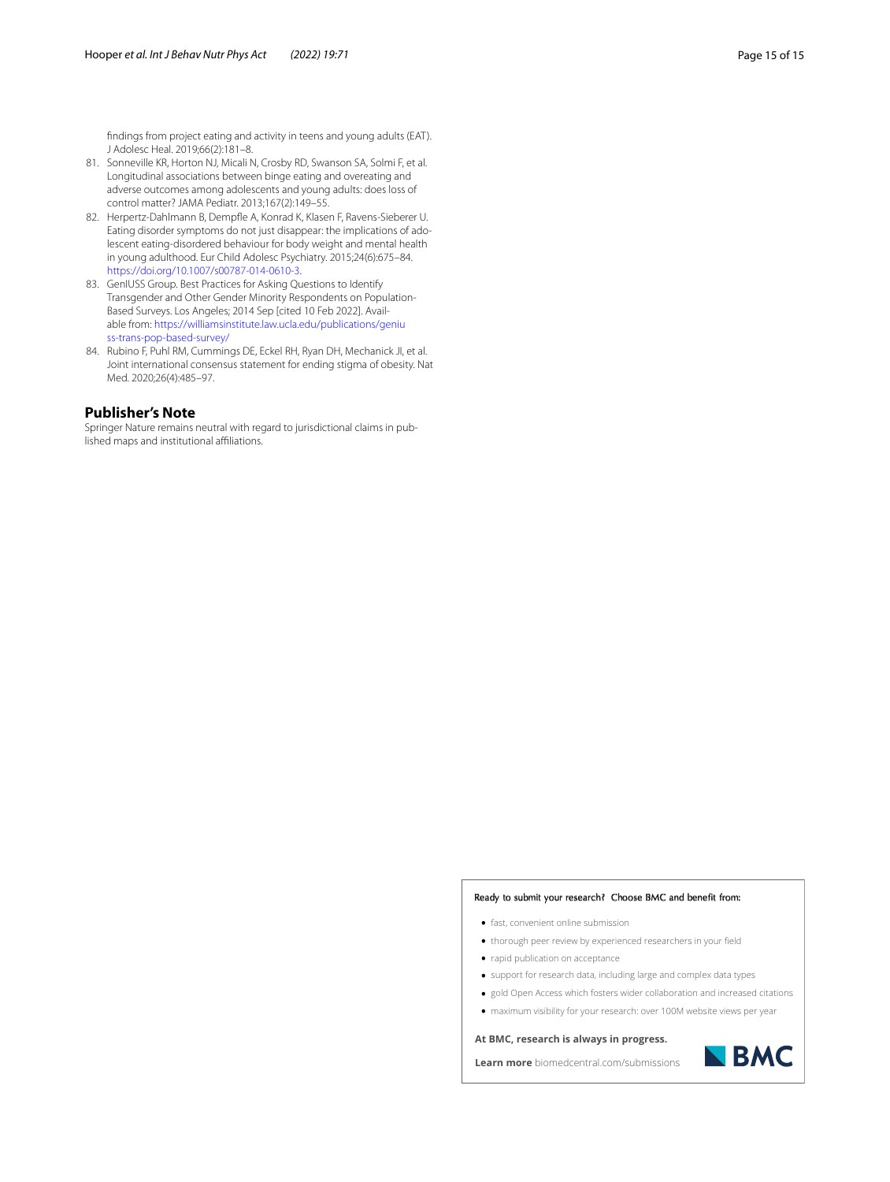findings from project eating and activity in teens and young adults (EAT). J Adolesc Heal. 2019;66(2):181–8.

81. Sonneville KR, Horton NJ, Micali N, Crosby RD, Swanson SA, Solmi F, et al. Longitudinal associations between binge eating and overeating and adverse outcomes among adolescents and young adults: does loss of control matter? JAMA Pediatr. 2013;167(2):149–55.
82. Herpertz-Dahlmann B, Dempfle A, Konrad K, Klasen F, Ravens-Sieberer U. Eating disorder symptoms do not just disappear: the implications of adolescent eating-disordered behaviour for body weight and mental health in young adulthood. Eur Child Adolesc Psychiatry. 2015;24(6):675–84. https://doi.org/10.1007/s00787-014-0610-3.
83. GenIUSS Group. Best Practices for Asking Questions to Identify Transgender and Other Gender Minority Respondents on Population-Based Surveys. Los Angeles; 2014 Sep [cited 10 Feb 2022]. Available from: https://williamsinstitute.law.ucla.edu/publications/geniuss-trans-pop-based-survey/
84. Rubino F, Puhl RM, Cummings DE, Eckel RH, Ryan DH, Mechanick JI, et al. Joint international consensus statement for ending stigma of obesity. Nat Med. 2020;26(4):485–97.

## Publisher's Note

Springer Nature remains neutral with regard to jurisdictional claims in published maps and institutional affiliations.

Ready to submit your research? Choose BMC and benefit from:

- fast, convenient online submission
- thorough peer review by experienced researchers in your field
- rapid publication on acceptance
- support for research data, including large and complex data types
- gold Open Access which fosters wider collaboration and increased citations
- maximum visibility for your research: over 100M website views per year

**At BMC, research is always in progress.**

**Learn more** biomedcentral.com/submissions

BMC